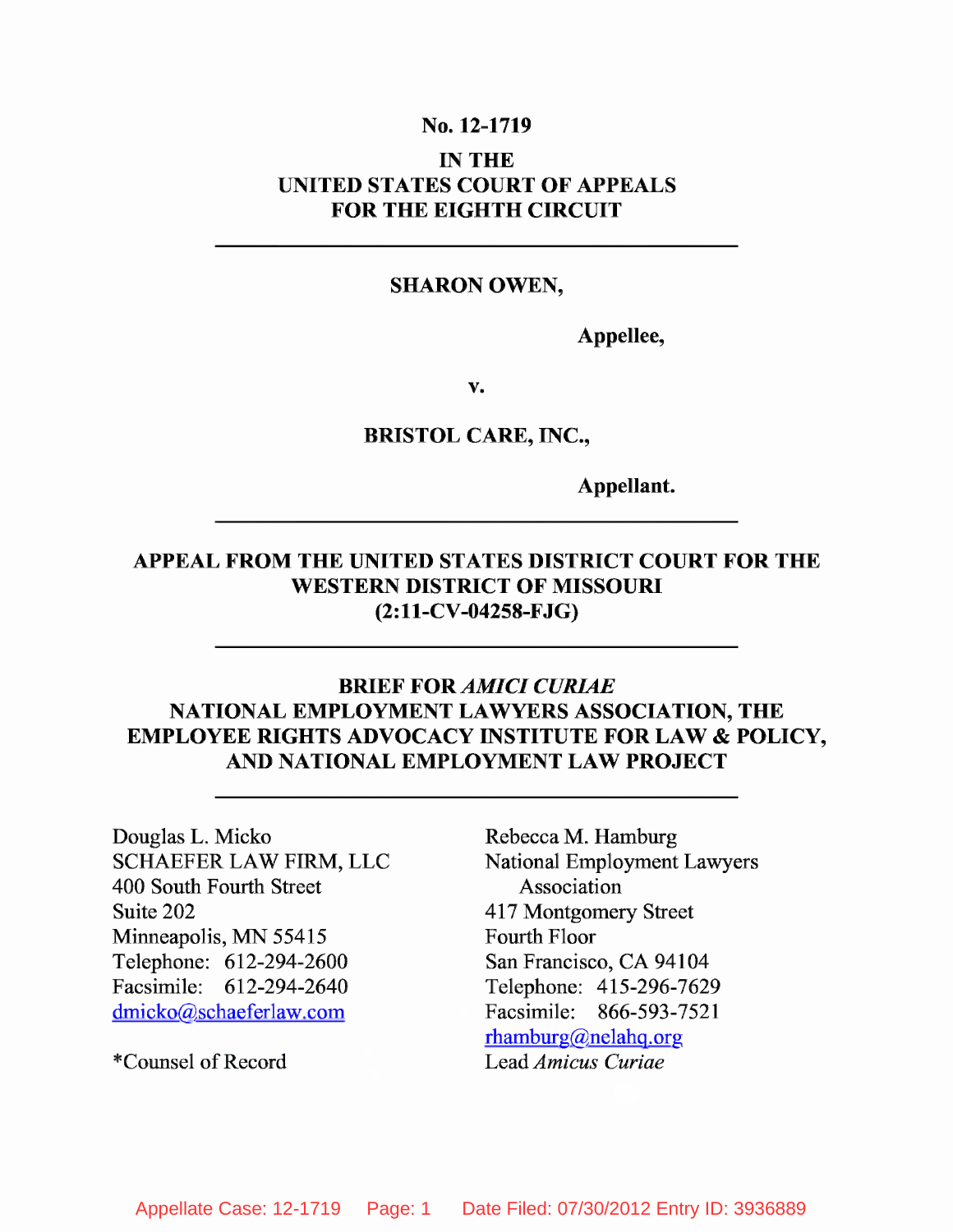**No. 12-1719**

**IN THE**
**UNITED STATES COURT OF APPEALS**
**FOR THE EIGHTH CIRCUIT**

---

**SHARON OWEN,**

**Appellee,**

**v.**

**BRISTOL CARE, INC.,**

**Appellant.**

---

**APPEAL FROM THE UNITED STATES DISTRICT COURT FOR THE WESTERN DISTRICT OF MISSOURI**
**(2:11-CV-04258-FJG)**

---

**BRIEF FOR *AMICI CURIAE***
**NATIONAL EMPLOYMENT LAWYERS ASSOCIATION, THE EMPLOYEE RIGHTS ADVOCACY INSTITUTE FOR LAW & POLICY, AND NATIONAL EMPLOYMENT LAW PROJECT**

---

Douglas L. Micko
SCHAEFER LAW FIRM, LLC
400 South Fourth Street
Suite 202
Minneapolis, MN 55415
Telephone: 612-294-2600
Facsimile: 612-294-2640
dmicko@schaeferlaw.com

*Counsel of Record

Rebecca M. Hamburg
National Employment Lawyers Association
417 Montgomery Street
Fourth Floor
San Francisco, CA 94104
Telephone: 415-296-7629
Facsimile: 866-593-7521
rhamburg@nelahq.org
Lead *Amicus Curiae*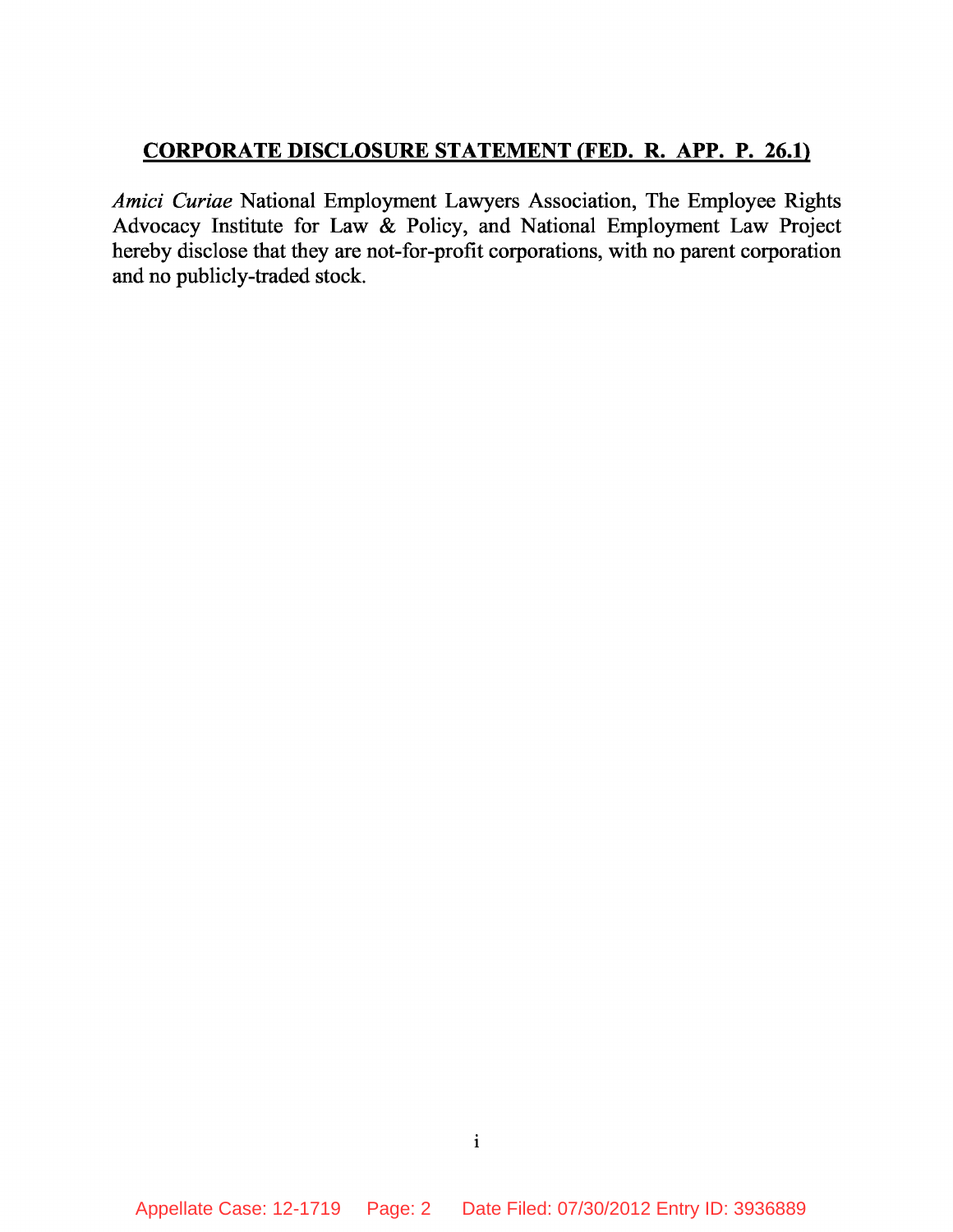## CORPORATE DISCLOSURE STATEMENT (FED. R. APP. P. 26.1)

*Amici Curiae* National Employment Lawyers Association, The Employee Rights Advocacy Institute for Law & Policy, and National Employment Law Project hereby disclose that they are not-for-profit corporations, with no parent corporation and no publicly-traded stock.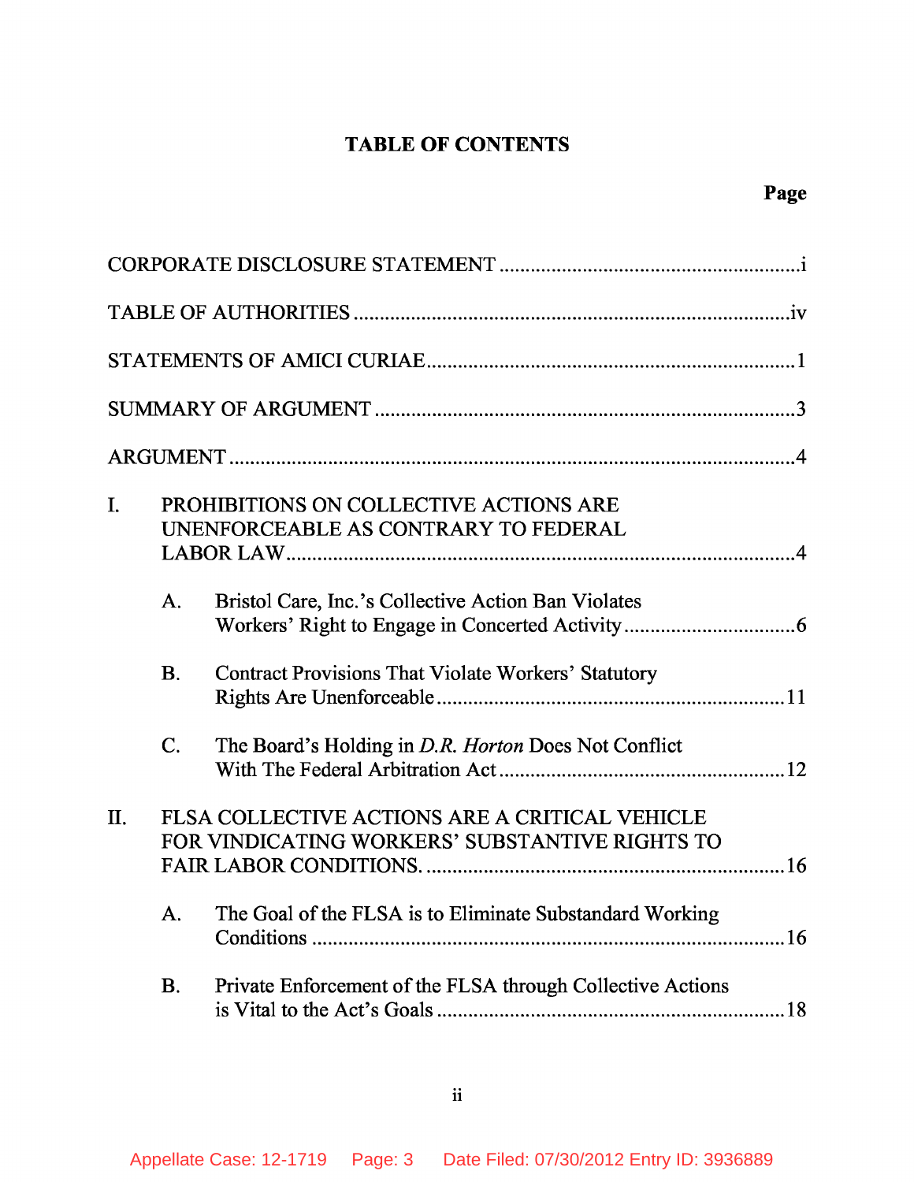## TABLE OF CONTENTS

| | Page |
|---|---|
| CORPORATE DISCLOSURE STATEMENT | i |
| TABLE OF AUTHORITIES | iv |
| STATEMENTS OF AMICI CURIAE | 1 |
| SUMMARY OF ARGUMENT | 3 |
| ARGUMENT | 4 |
| I. PROHIBITIONS ON COLLECTIVE ACTIONS ARE UNENFORCEABLE AS CONTRARY TO FEDERAL LABOR LAW | 4 |
| A. Bristol Care, Inc.'s Collective Action Ban Violates Workers' Right to Engage in Concerted Activity | 6 |
| B. Contract Provisions That Violate Workers' Statutory Rights Are Unenforceable | 11 |
| C. The Board's Holding in *D.R. Horton* Does Not Conflict With The Federal Arbitration Act | 12 |
| II. FLSA COLLECTIVE ACTIONS ARE A CRITICAL VEHICLE FOR VINDICATING WORKERS' SUBSTANTIVE RIGHTS TO FAIR LABOR CONDITIONS. | 16 |
| A. The Goal of the FLSA is to Eliminate Substandard Working Conditions | 16 |
| B. Private Enforcement of the FLSA through Collective Actions is Vital to the Act's Goals | 18 |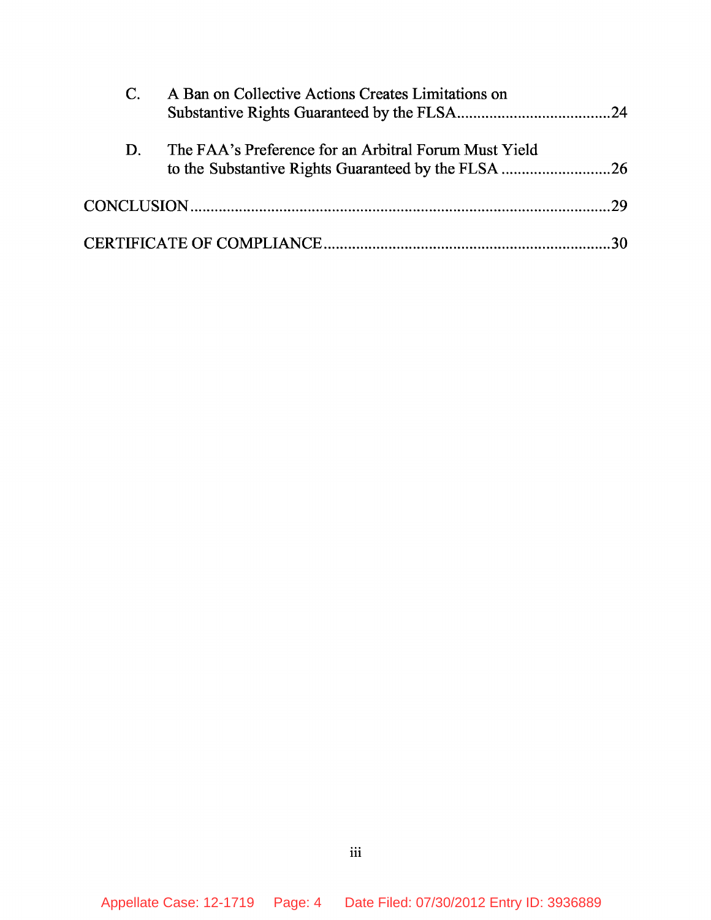C. A Ban on Collective Actions Creates Limitations on Substantive Rights Guaranteed by the FLSA....................................24

D. The FAA's Preference for an Arbitral Forum Must Yield to the Substantive Rights Guaranteed by the FLSA ...........................26

CONCLUSION.......................................................................................................29

CERTIFICATE OF COMPLIANCE......................................................................30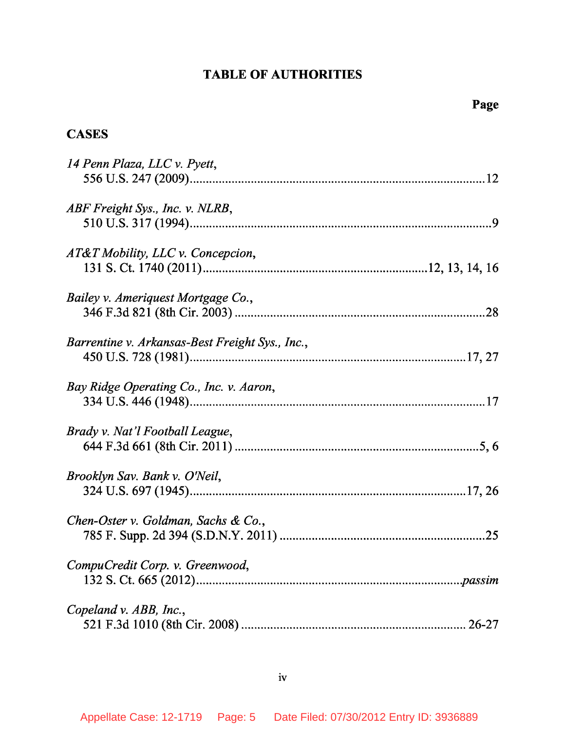# TABLE OF AUTHORITIES

**Page**

## CASES

*14 Penn Plaza, LLC v. Pyett*,
556 U.S. 247 (2009).....12

*ABF Freight Sys., Inc. v. NLRB*,
510 U.S. 317 (1994).....9

*AT&T Mobility, LLC v. Concepcion*,
131 S. Ct. 1740 (2011).....12, 13, 14, 16

*Bailey v. Ameriquest Mortgage Co.*,
346 F.3d 821 (8th Cir. 2003).....28

*Barrentine v. Arkansas-Best Freight Sys., Inc.*,
450 U.S. 728 (1981).....17, 27

*Bay Ridge Operating Co., Inc. v. Aaron*,
334 U.S. 446 (1948).....17

*Brady v. Nat'l Football League*,
644 F.3d 661 (8th Cir. 2011).....5, 6

*Brooklyn Sav. Bank v. O'Neil*,
324 U.S. 697 (1945).....17, 26

*Chen-Oster v. Goldman, Sachs & Co.*,
785 F. Supp. 2d 394 (S.D.N.Y. 2011).....25

*CompuCredit Corp. v. Greenwood*,
132 S. Ct. 665 (2012).....*passim*

*Copeland v. ABB, Inc.*,
521 F.3d 1010 (8th Cir. 2008).....26-27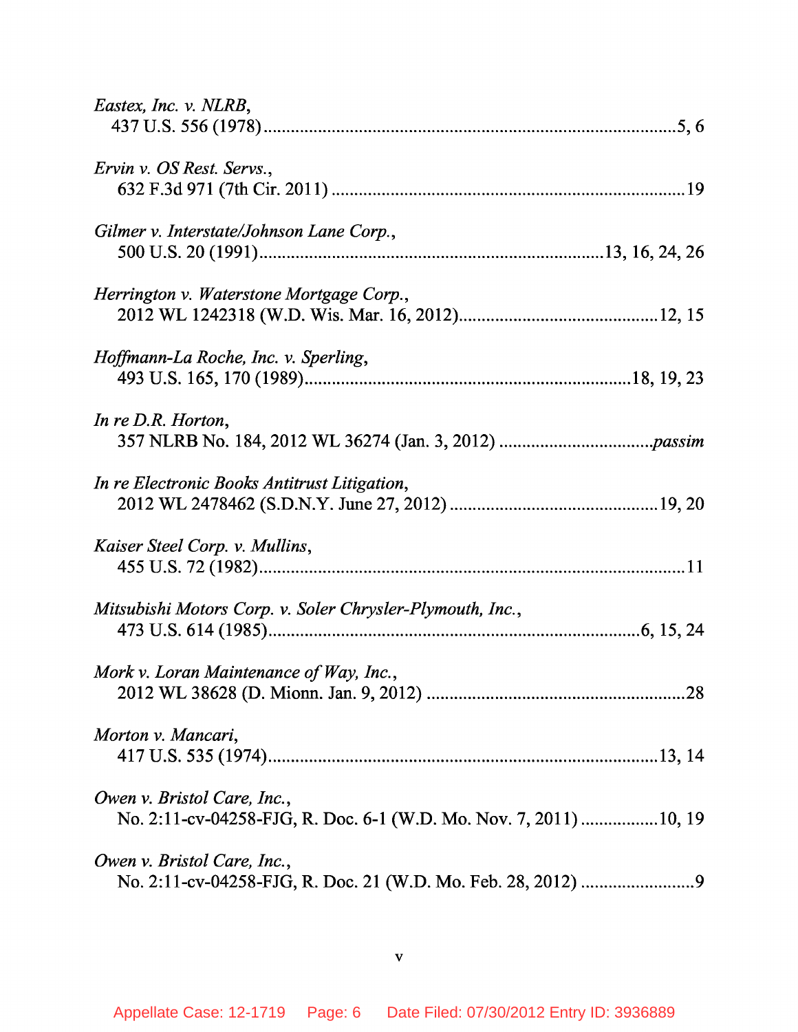*Eastex, Inc. v. NLRB*,
437 U.S. 556 (1978)......................................................................................5, 6

*Ervin v. OS Rest. Servs.*,
632 F.3d 971 (7th Cir. 2011) .........................................................................19

*Gilmer v. Interstate/Johnson Lane Corp.*,
500 U.S. 20 (1991)........................................................................13, 16, 24, 26

*Herrington v. Waterstone Mortgage Corp.*,
2012 WL 1242318 (W.D. Wis. Mar. 16, 2012).........................................12, 15

*Hoffmann-La Roche, Inc. v. Sperling*,
493 U.S. 165, 170 (1989)....................................................................18, 19, 23

*In re D.R. Horton*,
357 NLRB No. 184, 2012 WL 36274 (Jan. 3, 2012) ...............................*passim*

*In re Electronic Books Antitrust Litigation*,
2012 WL 2478462 (S.D.N.Y. June 27, 2012) ............................................19, 20

*Kaiser Steel Corp. v. Mullins*,
455 U.S. 72 (1982)...........................................................................................11

*Mitsubishi Motors Corp. v. Soler Chrysler-Plymouth, Inc.*,
473 U.S. 614 (1985)...............................................................................6, 15, 24

*Mork v. Loran Maintenance of Way, Inc.*,
2012 WL 38628 (D. Mionn. Jan. 9, 2012) .......................................................28

*Morton v. Mancari*,
417 U.S. 535 (1974).....................................................................................13, 14

*Owen v. Bristol Care, Inc.*,
No. 2:11-cv-04258-FJG, R. Doc. 6-1 (W.D. Mo. Nov. 7, 2011) .................10, 19

*Owen v. Bristol Care, Inc.*,
No. 2:11-cv-04258-FJG, R. Doc. 21 (W.D. Mo. Feb. 28, 2012) .........................9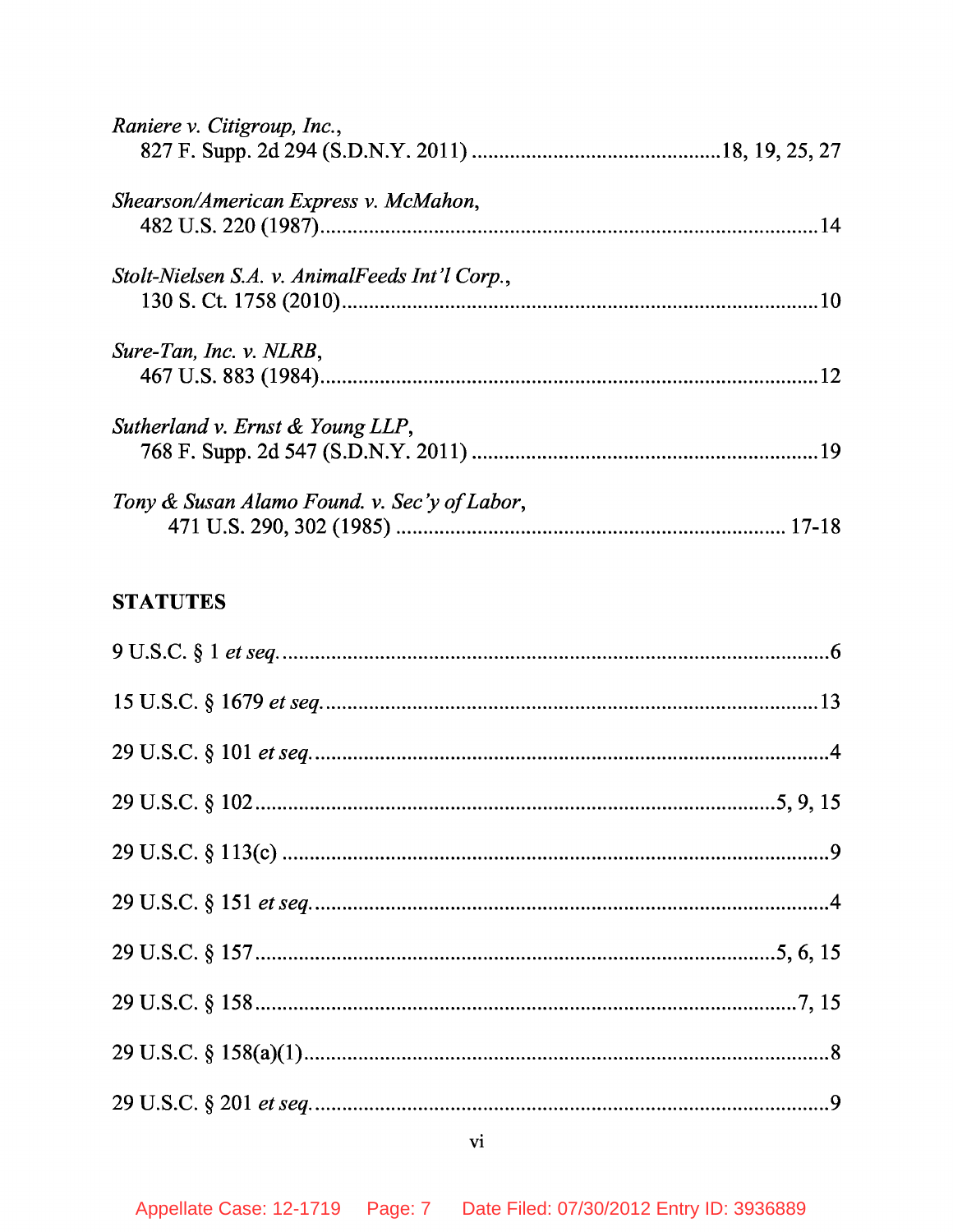*Raniere v. Citigroup, Inc.*,
827 F. Supp. 2d 294 (S.D.N.Y. 2011) ............................................18, 19, 25, 27

*Shearson/American Express v. McMahon*,
482 U.S. 220 (1987)..........................................................................................14

*Stolt-Nielsen S.A. v. AnimalFeeds Int'l Corp.*,
130 S. Ct. 1758 (2010).......................................................................................10

*Sure-Tan, Inc. v. NLRB*,
467 U.S. 883 (1984)..........................................................................................12

*Sutherland v. Ernst & Young LLP*,
768 F. Supp. 2d 547 (S.D.N.Y. 2011) ..............................................................19

*Tony & Susan Alamo Found. v. Sec'y of Labor*,
471 U.S. 290, 302 (1985) .................................................................... 17-18

**STATUTES**

9 U.S.C. § 1 *et seq.*...................................................................................................6

15 U.S.C. § 1679 *et seq.*..........................................................................................13

29 U.S.C. § 101 *et seq.*..............................................................................................4

29 U.S.C. § 102 .......................................................................................5, 9, 15

29 U.S.C. § 113(c) ....................................................................................................9

29 U.S.C. § 151 *et seq.*..............................................................................................4

29 U.S.C. § 157 .......................................................................................5, 6, 15

29 U.S.C. § 158 ............................................................................................7, 15

29 U.S.C. § 158(a)(1)................................................................................................8

29 U.S.C. § 201 *et seq.*..............................................................................................9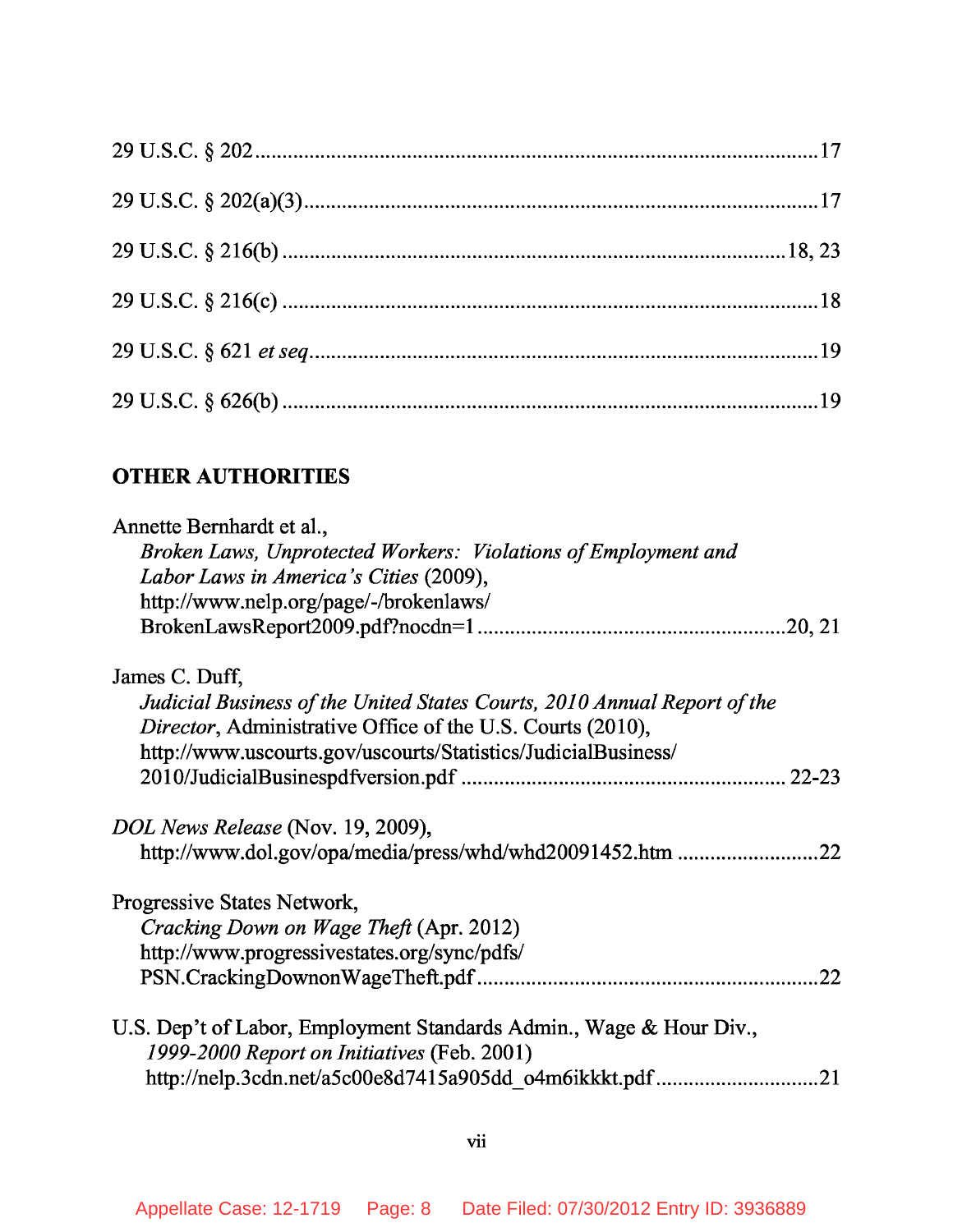29 U.S.C. § 202 .......................................................................................................17

29 U.S.C. § 202(a)(3) ...............................................................................................17

29 U.S.C. § 216(b) ...............................................................................................18, 23

29 U.S.C. § 216(c) ...................................................................................................18

29 U.S.C. § 621 *et seq*. .............................................................................................19

29 U.S.C. § 626(b) ...................................................................................................19

## OTHER AUTHORITIES

Annette Bernhardt et al.,
*Broken Laws, Unprotected Workers: Violations of Employment and Labor Laws in America's Cities* (2009),
http://www.nelp.org/page/-/brokenlaws/
BrokenLawsReport2009.pdf?nocdn=1 ........................................................20, 21

James C. Duff,
*Judicial Business of the United States Courts, 2010 Annual Report of the Director*, Administrative Office of the U.S. Courts (2010),
http://www.uscourts.gov/uscourts/Statistics/JudicialBusiness/
2010/JudicialBusinespdfversion.pdf ........................................................... 22-23

*DOL News Release* (Nov. 19, 2009),
http://www.dol.gov/opa/media/press/whd/whd20091452.htm ..........................22

Progressive States Network,
*Cracking Down on Wage Theft* (Apr. 2012)
http://www.progressivestates.org/sync/pdfs/
PSN.CrackingDownonWageTheft.pdf ..............................................................22

U.S. Dep't of Labor, Employment Standards Admin., Wage & Hour Div.,
*1999-2000 Report on Initiatives* (Feb. 2001)
http://nelp.3cdn.net/a5c00e8d7415a905dd_o4m6ikkkt.pdf ..............................21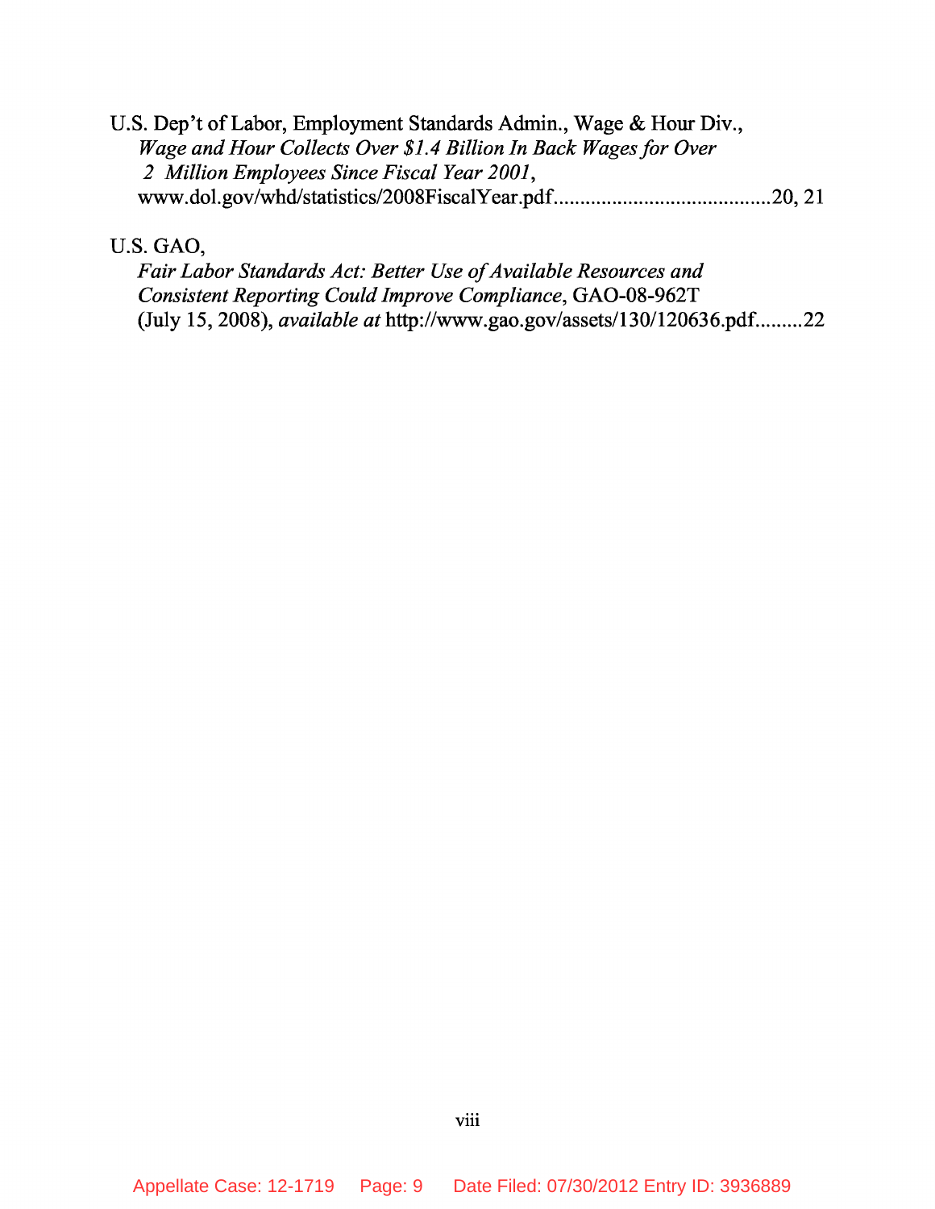U.S. Dep't of Labor, Employment Standards Admin., Wage & Hour Div.,
*Wage and Hour Collects Over $1.4 Billion In Back Wages for Over 2 Million Employees Since Fiscal Year 2001*,
www.dol.gov/whd/statistics/2008FiscalYear.pdf........................................20, 21

U.S. GAO,
*Fair Labor Standards Act: Better Use of Available Resources and Consistent Reporting Could Improve Compliance*, GAO-08-962T (July 15, 2008), *available at* http://www.gao.gov/assets/130/120636.pdf.........22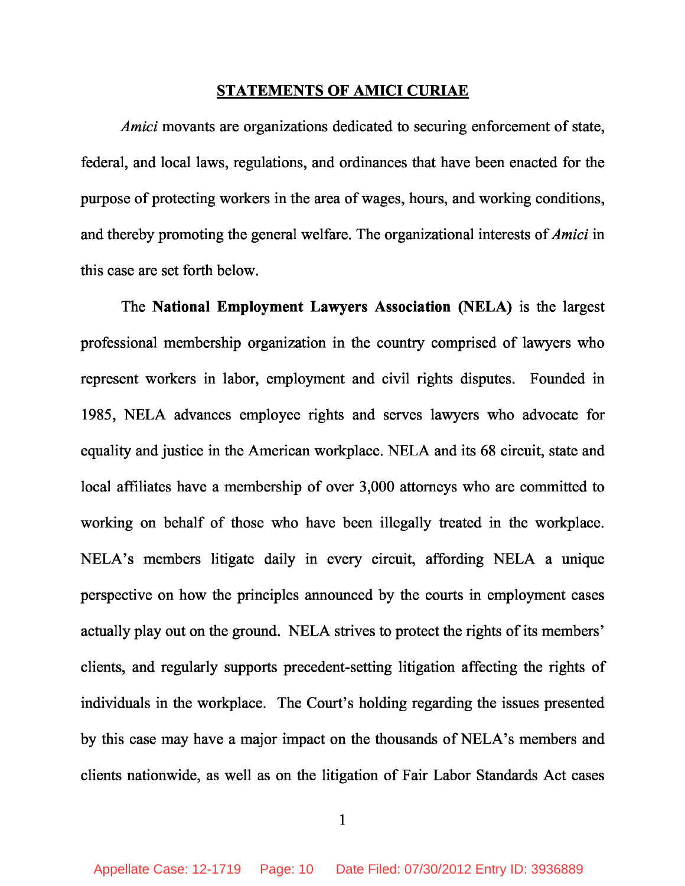## STATEMENTS OF AMICI CURIAE

*Amici* movants are organizations dedicated to securing enforcement of state, federal, and local laws, regulations, and ordinances that have been enacted for the purpose of protecting workers in the area of wages, hours, and working conditions, and thereby promoting the general welfare. The organizational interests of *Amici* in this case are set forth below.

The **National Employment Lawyers Association (NELA)** is the largest professional membership organization in the country comprised of lawyers who represent workers in labor, employment and civil rights disputes. Founded in 1985, NELA advances employee rights and serves lawyers who advocate for equality and justice in the American workplace. NELA and its 68 circuit, state and local affiliates have a membership of over 3,000 attorneys who are committed to working on behalf of those who have been illegally treated in the workplace. NELA's members litigate daily in every circuit, affording NELA a unique perspective on how the principles announced by the courts in employment cases actually play out on the ground. NELA strives to protect the rights of its members' clients, and regularly supports precedent-setting litigation affecting the rights of individuals in the workplace. The Court's holding regarding the issues presented by this case may have a major impact on the thousands of NELA's members and clients nationwide, as well as on the litigation of Fair Labor Standards Act cases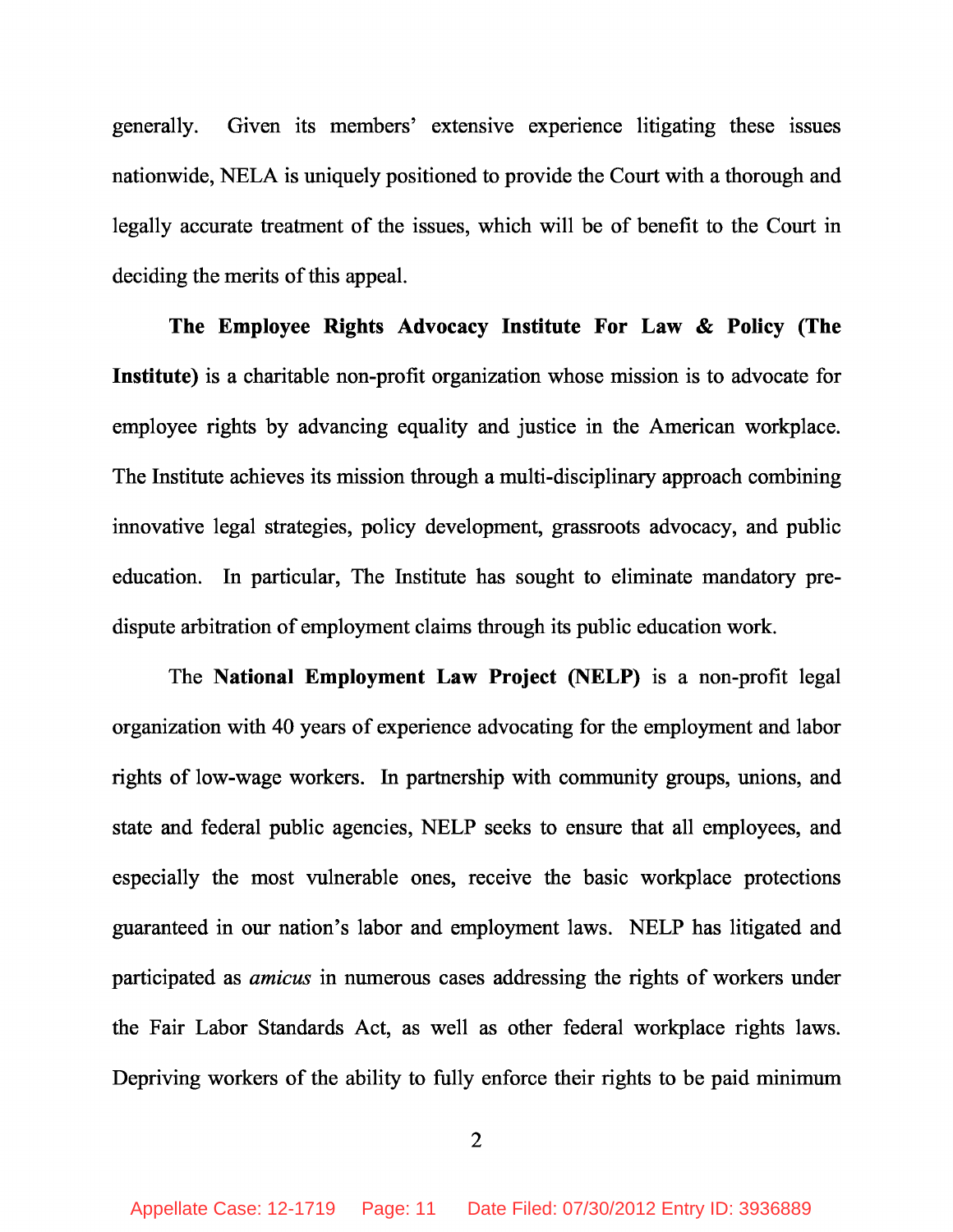generally. Given its members' extensive experience litigating these issues nationwide, NELA is uniquely positioned to provide the Court with a thorough and legally accurate treatment of the issues, which will be of benefit to the Court in deciding the merits of this appeal.

**The Employee Rights Advocacy Institute For Law & Policy (The Institute)** is a charitable non-profit organization whose mission is to advocate for employee rights by advancing equality and justice in the American workplace. The Institute achieves its mission through a multi-disciplinary approach combining innovative legal strategies, policy development, grassroots advocacy, and public education. In particular, The Institute has sought to eliminate mandatory pre-dispute arbitration of employment claims through its public education work.

The **National Employment Law Project (NELP)** is a non-profit legal organization with 40 years of experience advocating for the employment and labor rights of low-wage workers. In partnership with community groups, unions, and state and federal public agencies, NELP seeks to ensure that all employees, and especially the most vulnerable ones, receive the basic workplace protections guaranteed in our nation's labor and employment laws. NELP has litigated and participated as *amicus* in numerous cases addressing the rights of workers under the Fair Labor Standards Act, as well as other federal workplace rights laws. Depriving workers of the ability to fully enforce their rights to be paid minimum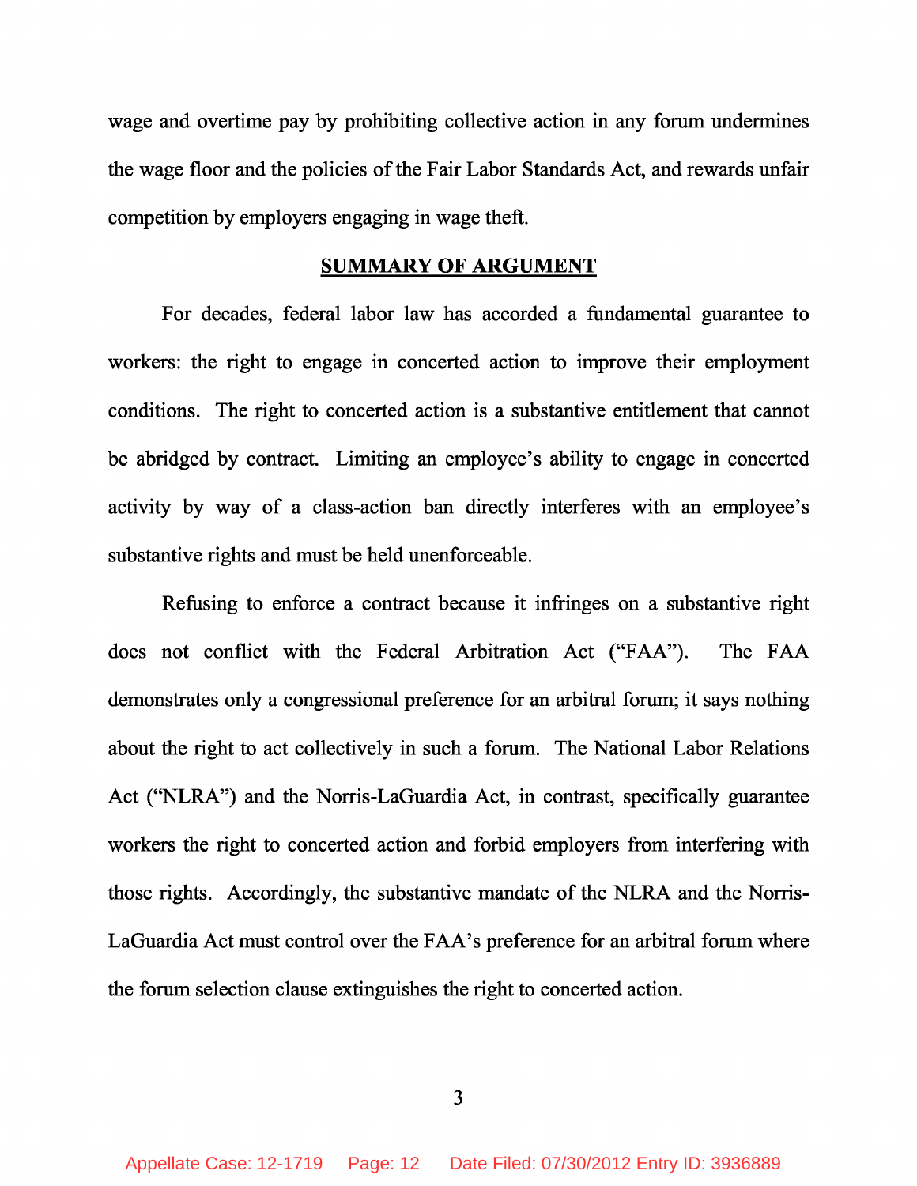wage and overtime pay by prohibiting collective action in any forum undermines the wage floor and the policies of the Fair Labor Standards Act, and rewards unfair competition by employers engaging in wage theft.

## SUMMARY OF ARGUMENT

For decades, federal labor law has accorded a fundamental guarantee to workers: the right to engage in concerted action to improve their employment conditions. The right to concerted action is a substantive entitlement that cannot be abridged by contract. Limiting an employee's ability to engage in concerted activity by way of a class-action ban directly interferes with an employee's substantive rights and must be held unenforceable.

Refusing to enforce a contract because it infringes on a substantive right does not conflict with the Federal Arbitration Act ("FAA"). The FAA demonstrates only a congressional preference for an arbitral forum; it says nothing about the right to act collectively in such a forum. The National Labor Relations Act ("NLRA") and the Norris-LaGuardia Act, in contrast, specifically guarantee workers the right to concerted action and forbid employers from interfering with those rights. Accordingly, the substantive mandate of the NLRA and the Norris-LaGuardia Act must control over the FAA's preference for an arbitral forum where the forum selection clause extinguishes the right to concerted action.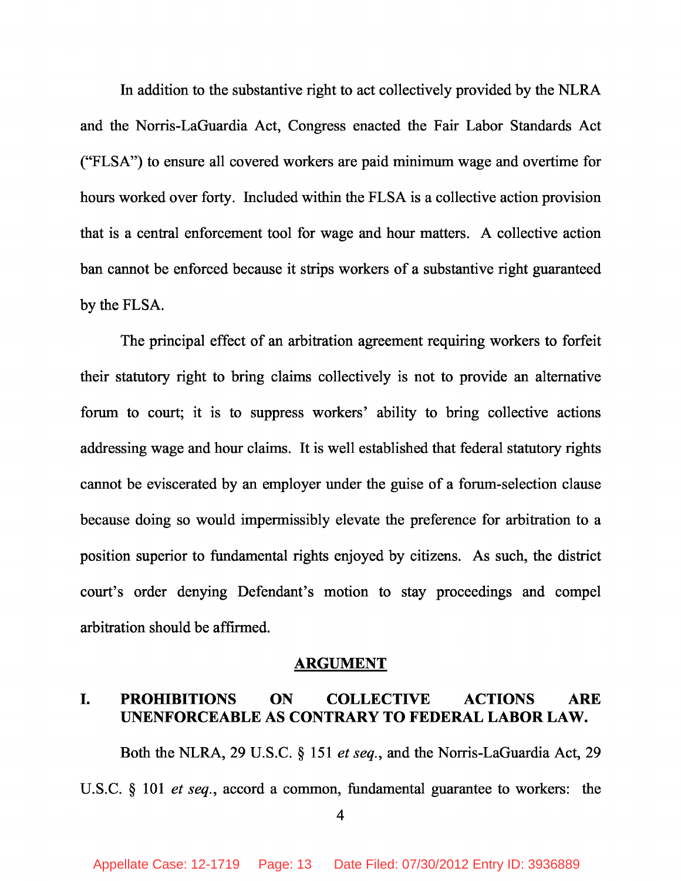In addition to the substantive right to act collectively provided by the NLRA and the Norris-LaGuardia Act, Congress enacted the Fair Labor Standards Act ("FLSA") to ensure all covered workers are paid minimum wage and overtime for hours worked over forty. Included within the FLSA is a collective action provision that is a central enforcement tool for wage and hour matters. A collective action ban cannot be enforced because it strips workers of a substantive right guaranteed by the FLSA.

The principal effect of an arbitration agreement requiring workers to forfeit their statutory right to bring claims collectively is not to provide an alternative forum to court; it is to suppress workers' ability to bring collective actions addressing wage and hour claims. It is well established that federal statutory rights cannot be eviscerated by an employer under the guise of a forum-selection clause because doing so would impermissibly elevate the preference for arbitration to a position superior to fundamental rights enjoyed by citizens. As such, the district court's order denying Defendant's motion to stay proceedings and compel arbitration should be affirmed.

## ARGUMENT

### I. PROHIBITIONS ON COLLECTIVE ACTIONS ARE UNENFORCEABLE AS CONTRARY TO FEDERAL LABOR LAW.

Both the NLRA, 29 U.S.C. § 151 *et seq.*, and the Norris-LaGuardia Act, 29 U.S.C. § 101 *et seq.*, accord a common, fundamental guarantee to workers: the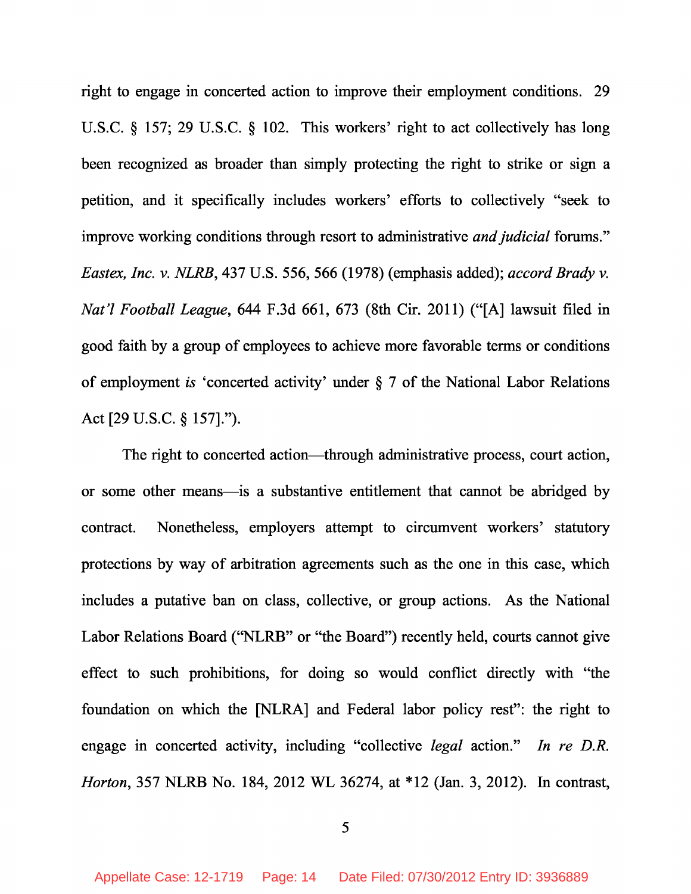right to engage in concerted action to improve their employment conditions. 29 U.S.C. § 157; 29 U.S.C. § 102. This workers' right to act collectively has long been recognized as broader than simply protecting the right to strike or sign a petition, and it specifically includes workers' efforts to collectively "seek to improve working conditions through resort to administrative *and judicial* forums." *Eastex, Inc. v. NLRB*, 437 U.S. 556, 566 (1978) (emphasis added); *accord Brady v. Nat'l Football League*, 644 F.3d 661, 673 (8th Cir. 2011) ("[A] lawsuit filed in good faith by a group of employees to achieve more favorable terms or conditions of employment *is* 'concerted activity' under § 7 of the National Labor Relations Act [29 U.S.C. § 157].").

The right to concerted action—through administrative process, court action, or some other means—is a substantive entitlement that cannot be abridged by contract. Nonetheless, employers attempt to circumvent workers' statutory protections by way of arbitration agreements such as the one in this case, which includes a putative ban on class, collective, or group actions. As the National Labor Relations Board ("NLRB" or "the Board") recently held, courts cannot give effect to such prohibitions, for doing so would conflict directly with "the foundation on which the [NLRA] and Federal labor policy rest": the right to engage in concerted activity, including "collective *legal* action." *In re D.R. Horton*, 357 NLRB No. 184, 2012 WL 36274, at *12 (Jan. 3, 2012). In contrast,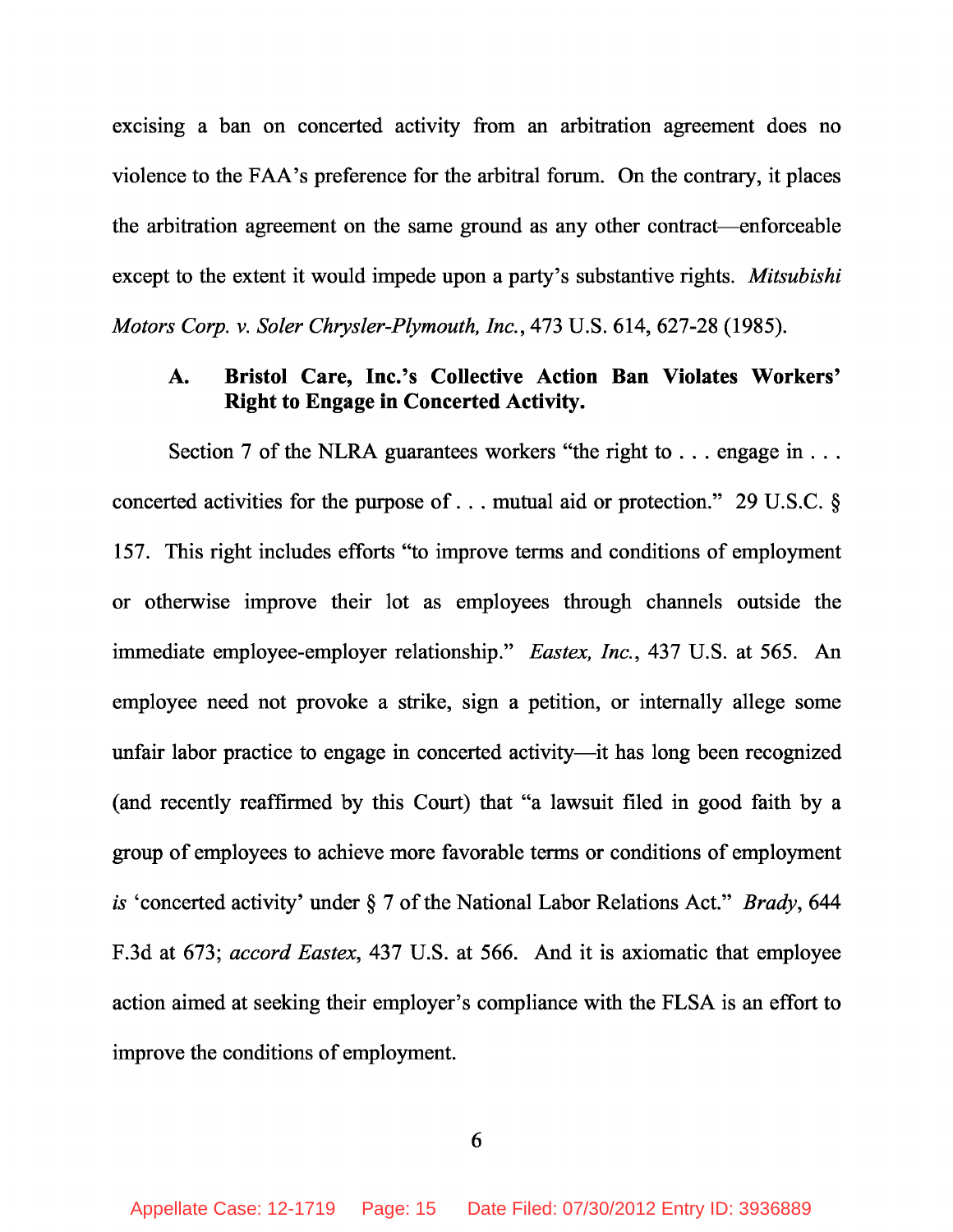excising a ban on concerted activity from an arbitration agreement does no violence to the FAA's preference for the arbitral forum. On the contrary, it places the arbitration agreement on the same ground as any other contract—enforceable except to the extent it would impede upon a party's substantive rights. *Mitsubishi Motors Corp. v. Soler Chrysler-Plymouth, Inc.*, 473 U.S. 614, 627-28 (1985).

### A. Bristol Care, Inc.'s Collective Action Ban Violates Workers' Right to Engage in Concerted Activity.

Section 7 of the NLRA guarantees workers "the right to . . . engage in . . . concerted activities for the purpose of . . . mutual aid or protection." 29 U.S.C. § 157. This right includes efforts "to improve terms and conditions of employment or otherwise improve their lot as employees through channels outside the immediate employee-employer relationship." *Eastex, Inc.*, 437 U.S. at 565. An employee need not provoke a strike, sign a petition, or internally allege some unfair labor practice to engage in concerted activity—it has long been recognized (and recently reaffirmed by this Court) that "a lawsuit filed in good faith by a group of employees to achieve more favorable terms or conditions of employment *is* 'concerted activity' under § 7 of the National Labor Relations Act." *Brady*, 644 F.3d at 673; *accord Eastex*, 437 U.S. at 566. And it is axiomatic that employee action aimed at seeking their employer's compliance with the FLSA is an effort to improve the conditions of employment.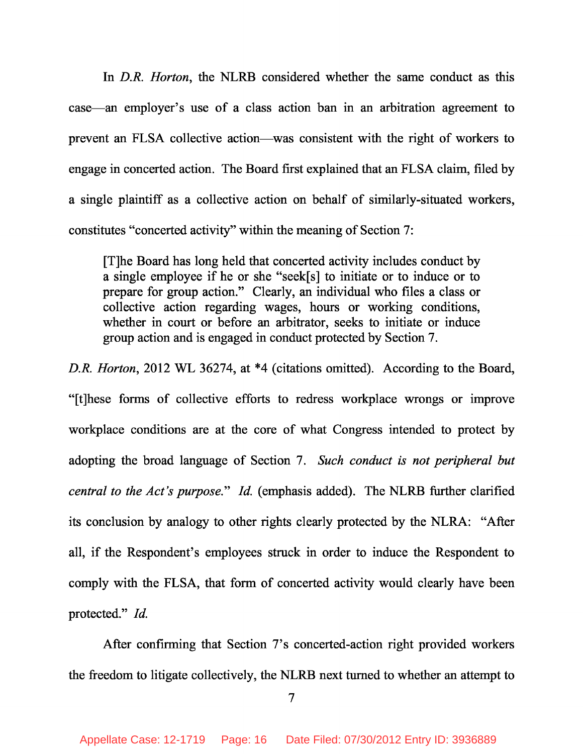In *D.R. Horton*, the NLRB considered whether the same conduct as this case—an employer's use of a class action ban in an arbitration agreement to prevent an FLSA collective action—was consistent with the right of workers to engage in concerted action. The Board first explained that an FLSA claim, filed by a single plaintiff as a collective action on behalf of similarly-situated workers, constitutes "concerted activity" within the meaning of Section 7:

> [T]he Board has long held that concerted activity includes conduct by a single employee if he or she "seek[s] to initiate or to induce or to prepare for group action." Clearly, an individual who files a class or collective action regarding wages, hours or working conditions, whether in court or before an arbitrator, seeks to initiate or induce group action and is engaged in conduct protected by Section 7.

*D.R. Horton*, 2012 WL 36274, at *4 (citations omitted). According to the Board, "[t]hese forms of collective efforts to redress workplace wrongs or improve workplace conditions are at the core of what Congress intended to protect by adopting the broad language of Section 7. *Such conduct is not peripheral but central to the Act's purpose.*" *Id.* (emphasis added). The NLRB further clarified its conclusion by analogy to other rights clearly protected by the NLRA: "After all, if the Respondent's employees struck in order to induce the Respondent to comply with the FLSA, that form of concerted activity would clearly have been protected." *Id.*

After confirming that Section 7's concerted-action right provided workers the freedom to litigate collectively, the NLRB next turned to whether an attempt to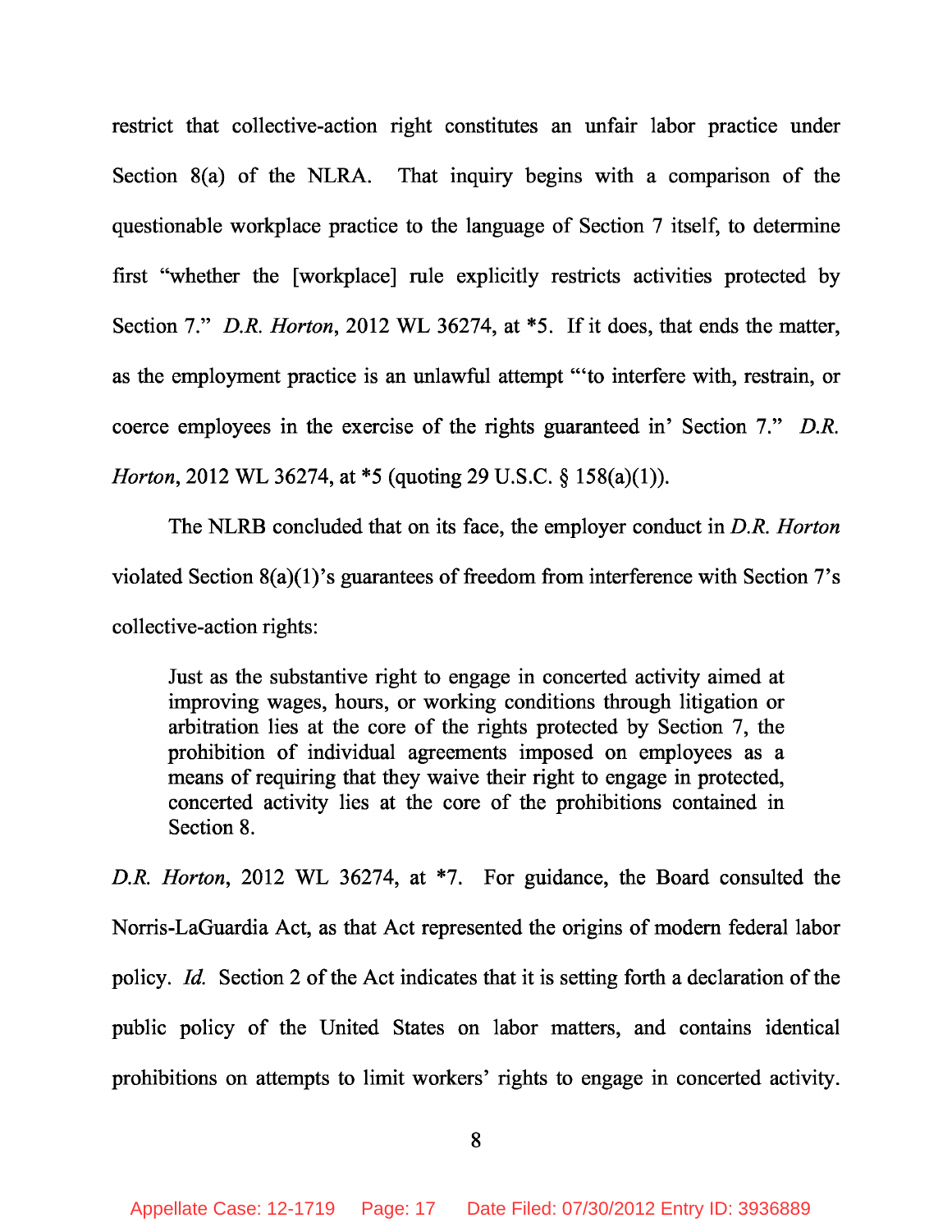restrict that collective-action right constitutes an unfair labor practice under Section 8(a) of the NLRA. That inquiry begins with a comparison of the questionable workplace practice to the language of Section 7 itself, to determine first "whether the [workplace] rule explicitly restricts activities protected by Section 7." *D.R. Horton*, 2012 WL 36274, at *5. If it does, that ends the matter, as the employment practice is an unlawful attempt "'to interfere with, restrain, or coerce employees in the exercise of the rights guaranteed in' Section 7." *D.R. Horton*, 2012 WL 36274, at *5 (quoting 29 U.S.C. § 158(a)(1)).

The NLRB concluded that on its face, the employer conduct in *D.R. Horton* violated Section 8(a)(1)'s guarantees of freedom from interference with Section 7's collective-action rights:

> Just as the substantive right to engage in concerted activity aimed at improving wages, hours, or working conditions through litigation or arbitration lies at the core of the rights protected by Section 7, the prohibition of individual agreements imposed on employees as a means of requiring that they waive their right to engage in protected, concerted activity lies at the core of the prohibitions contained in Section 8.

*D.R. Horton*, 2012 WL 36274, at *7. For guidance, the Board consulted the Norris-LaGuardia Act, as that Act represented the origins of modern federal labor policy. *Id.* Section 2 of the Act indicates that it is setting forth a declaration of the public policy of the United States on labor matters, and contains identical prohibitions on attempts to limit workers' rights to engage in concerted activity.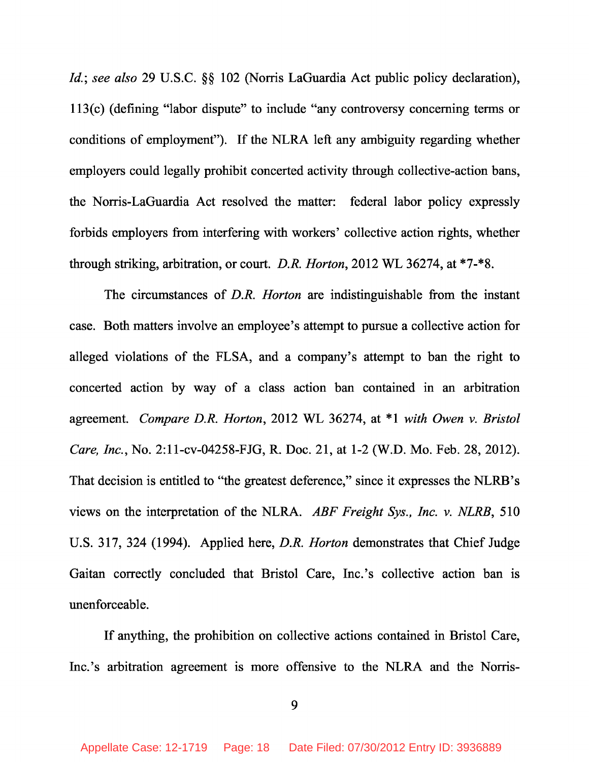*Id.*; *see also* 29 U.S.C. §§ 102 (Norris LaGuardia Act public policy declaration), 113(c) (defining "labor dispute" to include "any controversy concerning terms or conditions of employment"). If the NLRA left any ambiguity regarding whether employers could legally prohibit concerted activity through collective-action bans, the Norris-LaGuardia Act resolved the matter: federal labor policy expressly forbids employers from interfering with workers' collective action rights, whether through striking, arbitration, or court. *D.R. Horton*, 2012 WL 36274, at *7-*8.

The circumstances of *D.R. Horton* are indistinguishable from the instant case. Both matters involve an employee's attempt to pursue a collective action for alleged violations of the FLSA, and a company's attempt to ban the right to concerted action by way of a class action ban contained in an arbitration agreement. *Compare D.R. Horton*, 2012 WL 36274, at *1 *with Owen v. Bristol Care, Inc.*, No. 2:11-cv-04258-FJG, R. Doc. 21, at 1-2 (W.D. Mo. Feb. 28, 2012). That decision is entitled to "the greatest deference," since it expresses the NLRB's views on the interpretation of the NLRA. *ABF Freight Sys., Inc. v. NLRB*, 510 U.S. 317, 324 (1994). Applied here, *D.R. Horton* demonstrates that Chief Judge Gaitan correctly concluded that Bristol Care, Inc.'s collective action ban is unenforceable.

If anything, the prohibition on collective actions contained in Bristol Care, Inc.'s arbitration agreement is more offensive to the NLRA and the Norris-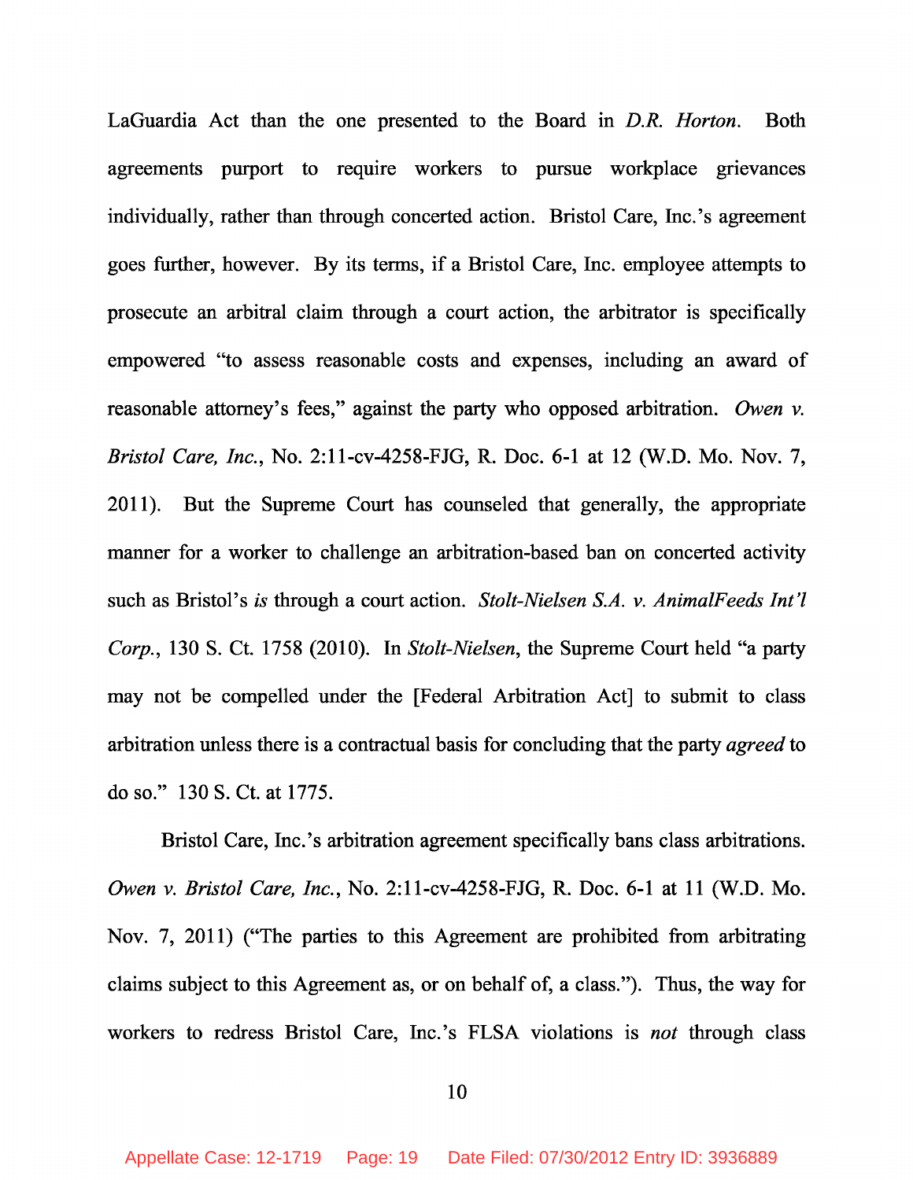LaGuardia Act than the one presented to the Board in *D.R. Horton*. Both agreements purport to require workers to pursue workplace grievances individually, rather than through concerted action. Bristol Care, Inc.'s agreement goes further, however. By its terms, if a Bristol Care, Inc. employee attempts to prosecute an arbitral claim through a court action, the arbitrator is specifically empowered "to assess reasonable costs and expenses, including an award of reasonable attorney's fees," against the party who opposed arbitration. *Owen v. Bristol Care, Inc.*, No. 2:11-cv-4258-FJG, R. Doc. 6-1 at 12 (W.D. Mo. Nov. 7, 2011). But the Supreme Court has counseled that generally, the appropriate manner for a worker to challenge an arbitration-based ban on concerted activity such as Bristol's *is* through a court action. *Stolt-Nielsen S.A. v. AnimalFeeds Int'l Corp.*, 130 S. Ct. 1758 (2010). In *Stolt-Nielsen*, the Supreme Court held "a party may not be compelled under the [Federal Arbitration Act] to submit to class arbitration unless there is a contractual basis for concluding that the party *agreed* to do so." 130 S. Ct. at 1775.

Bristol Care, Inc.'s arbitration agreement specifically bans class arbitrations. *Owen v. Bristol Care, Inc.*, No. 2:11-cv-4258-FJG, R. Doc. 6-1 at 11 (W.D. Mo. Nov. 7, 2011) ("The parties to this Agreement are prohibited from arbitrating claims subject to this Agreement as, or on behalf of, a class."). Thus, the way for workers to redress Bristol Care, Inc.'s FLSA violations is *not* through class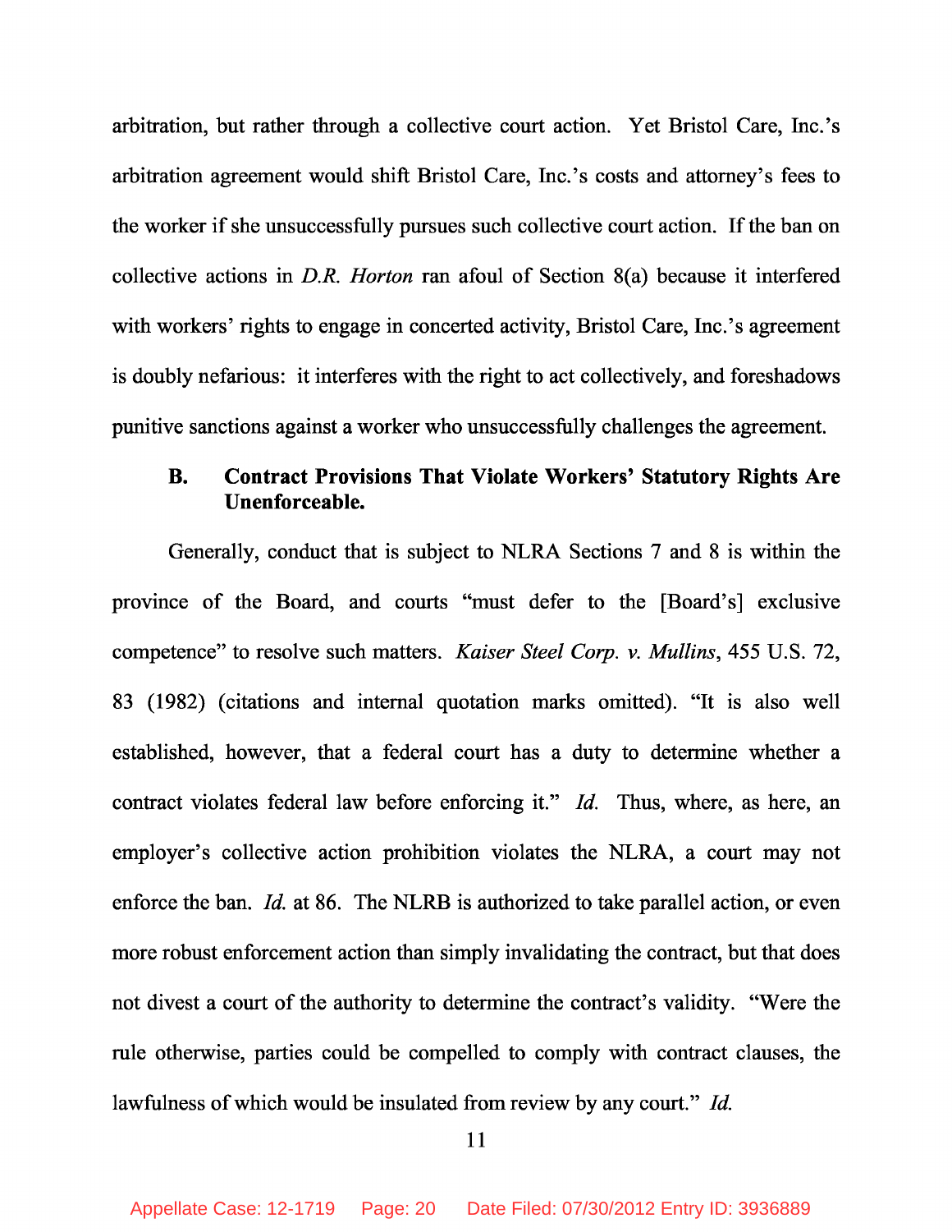arbitration, but rather through a collective court action. Yet Bristol Care, Inc.'s arbitration agreement would shift Bristol Care, Inc.'s costs and attorney's fees to the worker if she unsuccessfully pursues such collective court action. If the ban on collective actions in *D.R. Horton* ran afoul of Section 8(a) because it interfered with workers' rights to engage in concerted activity, Bristol Care, Inc.'s agreement is doubly nefarious: it interferes with the right to act collectively, and foreshadows punitive sanctions against a worker who unsuccessfully challenges the agreement.

### B. Contract Provisions That Violate Workers' Statutory Rights Are Unenforceable.

Generally, conduct that is subject to NLRA Sections 7 and 8 is within the province of the Board, and courts "must defer to the [Board's] exclusive competence" to resolve such matters. *Kaiser Steel Corp. v. Mullins*, 455 U.S. 72, 83 (1982) (citations and internal quotation marks omitted). "It is also well established, however, that a federal court has a duty to determine whether a contract violates federal law before enforcing it." *Id.* Thus, where, as here, an employer's collective action prohibition violates the NLRA, a court may not enforce the ban. *Id.* at 86. The NLRB is authorized to take parallel action, or even more robust enforcement action than simply invalidating the contract, but that does not divest a court of the authority to determine the contract's validity. "Were the rule otherwise, parties could be compelled to comply with contract clauses, the lawfulness of which would be insulated from review by any court." *Id.*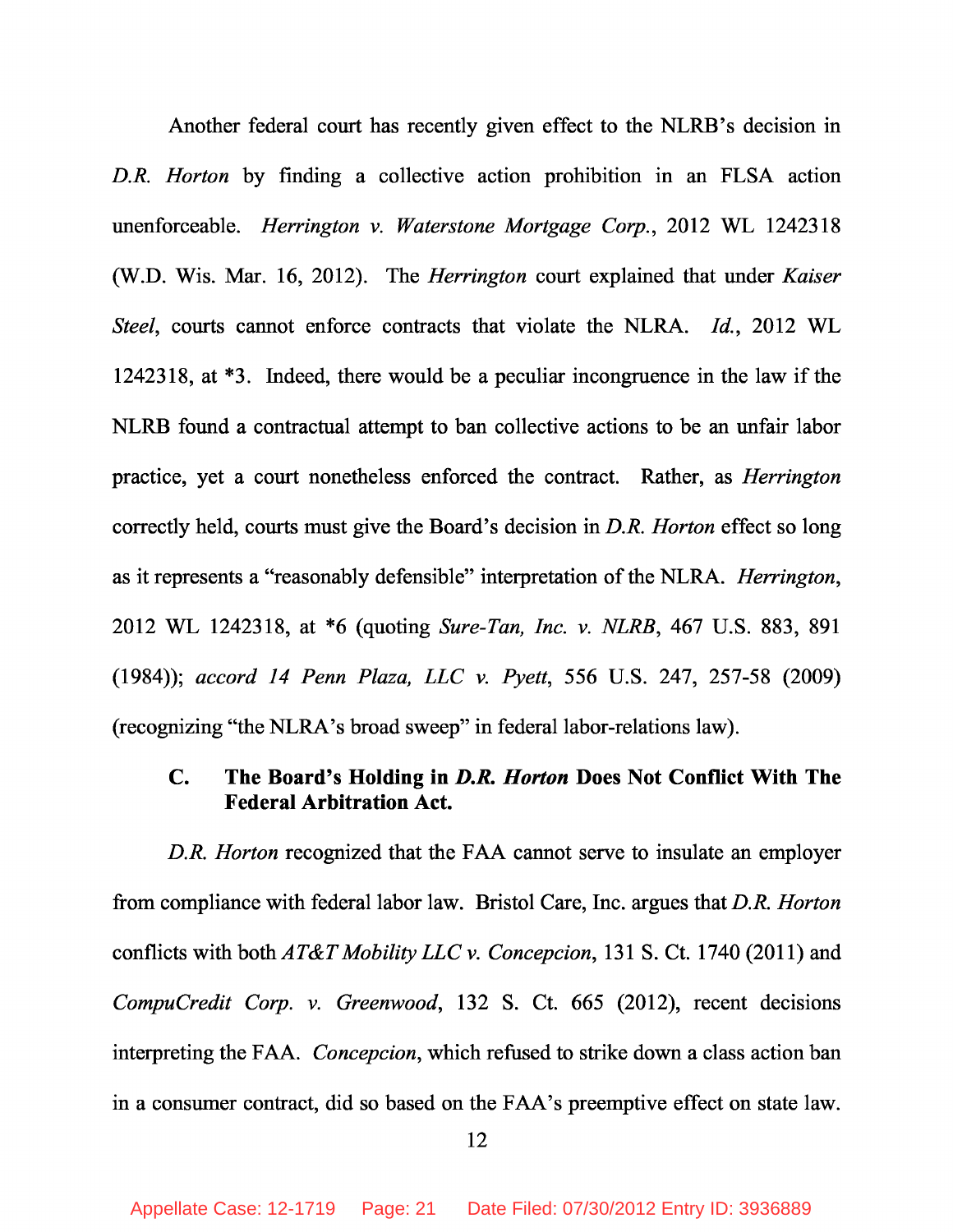Another federal court has recently given effect to the NLRB's decision in *D.R. Horton* by finding a collective action prohibition in an FLSA action unenforceable. *Herrington v. Waterstone Mortgage Corp.*, 2012 WL 1242318 (W.D. Wis. Mar. 16, 2012). The *Herrington* court explained that under *Kaiser Steel*, courts cannot enforce contracts that violate the NLRA. *Id.*, 2012 WL 1242318, at *3. Indeed, there would be a peculiar incongruence in the law if the NLRB found a contractual attempt to ban collective actions to be an unfair labor practice, yet a court nonetheless enforced the contract. Rather, as *Herrington* correctly held, courts must give the Board's decision in *D.R. Horton* effect so long as it represents a "reasonably defensible" interpretation of the NLRA. *Herrington*, 2012 WL 1242318, at *6 (quoting *Sure-Tan, Inc. v. NLRB*, 467 U.S. 883, 891 (1984)); *accord 14 Penn Plaza, LLC v. Pyett*, 556 U.S. 247, 257-58 (2009) (recognizing "the NLRA's broad sweep" in federal labor-relations law).

### C. The Board's Holding in *D.R. Horton* Does Not Conflict With The Federal Arbitration Act.

*D.R. Horton* recognized that the FAA cannot serve to insulate an employer from compliance with federal labor law. Bristol Care, Inc. argues that *D.R. Horton* conflicts with both *AT&T Mobility LLC v. Concepcion*, 131 S. Ct. 1740 (2011) and *CompuCredit Corp. v. Greenwood*, 132 S. Ct. 665 (2012), recent decisions interpreting the FAA. *Concepcion*, which refused to strike down a class action ban in a consumer contract, did so based on the FAA's preemptive effect on state law.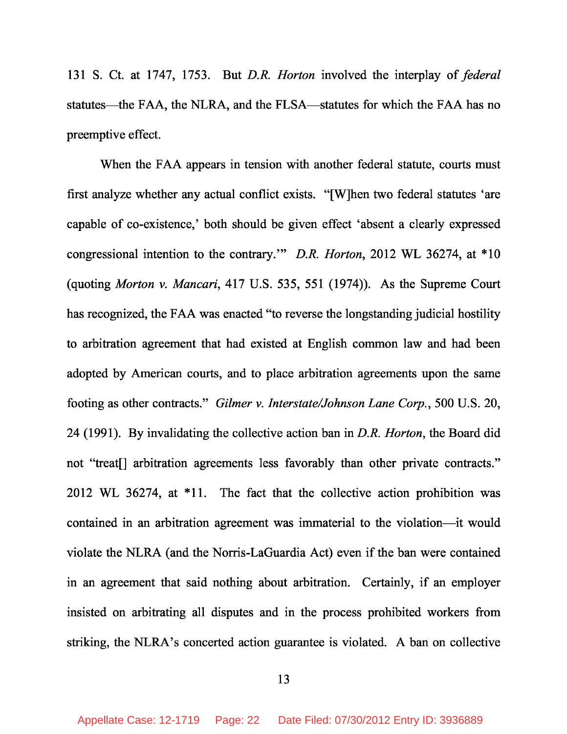131 S. Ct. at 1747, 1753. But *D.R. Horton* involved the interplay of *federal* statutes—the FAA, the NLRA, and the FLSA—statutes for which the FAA has no preemptive effect.

When the FAA appears in tension with another federal statute, courts must first analyze whether any actual conflict exists. "[W]hen two federal statutes 'are capable of co-existence,' both should be given effect 'absent a clearly expressed congressional intention to the contrary.'" *D.R. Horton*, 2012 WL 36274, at *10 (quoting *Morton v. Mancari*, 417 U.S. 535, 551 (1974)). As the Supreme Court has recognized, the FAA was enacted "to reverse the longstanding judicial hostility to arbitration agreement that had existed at English common law and had been adopted by American courts, and to place arbitration agreements upon the same footing as other contracts." *Gilmer v. Interstate/Johnson Lane Corp.*, 500 U.S. 20, 24 (1991). By invalidating the collective action ban in *D.R. Horton*, the Board did not "treat[] arbitration agreements less favorably than other private contracts." 2012 WL 36274, at *11. The fact that the collective action prohibition was contained in an arbitration agreement was immaterial to the violation—it would violate the NLRA (and the Norris-LaGuardia Act) even if the ban were contained in an agreement that said nothing about arbitration. Certainly, if an employer insisted on arbitrating all disputes and in the process prohibited workers from striking, the NLRA's concerted action guarantee is violated. A ban on collective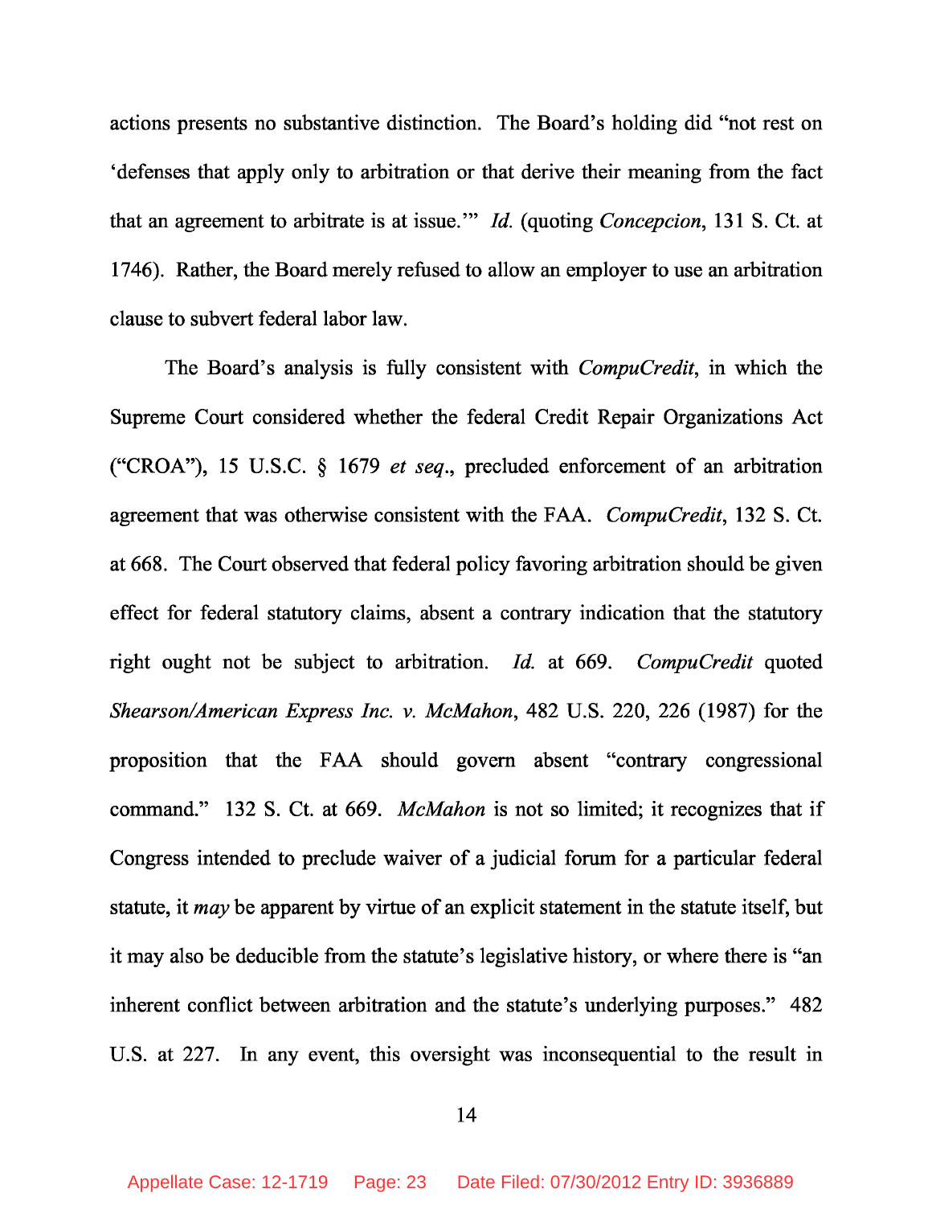actions presents no substantive distinction. The Board's holding did "not rest on 'defenses that apply only to arbitration or that derive their meaning from the fact that an agreement to arbitrate is at issue.'" *Id.* (quoting *Concepcion*, 131 S. Ct. at 1746). Rather, the Board merely refused to allow an employer to use an arbitration clause to subvert federal labor law.

The Board's analysis is fully consistent with *CompuCredit*, in which the Supreme Court considered whether the federal Credit Repair Organizations Act ("CROA"), 15 U.S.C. § 1679 *et seq*., precluded enforcement of an arbitration agreement that was otherwise consistent with the FAA. *CompuCredit*, 132 S. Ct. at 668. The Court observed that federal policy favoring arbitration should be given effect for federal statutory claims, absent a contrary indication that the statutory right ought not be subject to arbitration. *Id.* at 669. *CompuCredit* quoted *Shearson/American Express Inc. v. McMahon*, 482 U.S. 220, 226 (1987) for the proposition that the FAA should govern absent "contrary congressional command." 132 S. Ct. at 669. *McMahon* is not so limited; it recognizes that if Congress intended to preclude waiver of a judicial forum for a particular federal statute, it *may* be apparent by virtue of an explicit statement in the statute itself, but it may also be deducible from the statute's legislative history, or where there is "an inherent conflict between arbitration and the statute's underlying purposes." 482 U.S. at 227. In any event, this oversight was inconsequential to the result in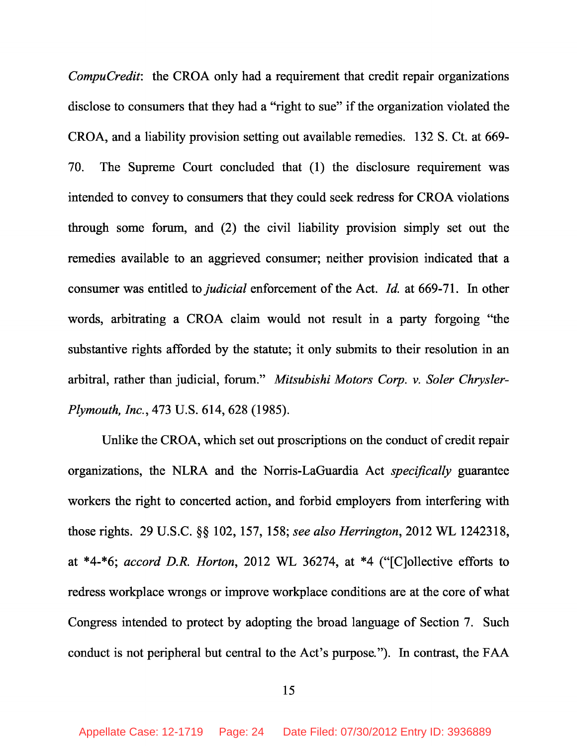*CompuCredit*: the CROA only had a requirement that credit repair organizations disclose to consumers that they had a "right to sue" if the organization violated the CROA, and a liability provision setting out available remedies. 132 S. Ct. at 669-70. The Supreme Court concluded that (1) the disclosure requirement was intended to convey to consumers that they could seek redress for CROA violations through some forum, and (2) the civil liability provision simply set out the remedies available to an aggrieved consumer; neither provision indicated that a consumer was entitled to *judicial* enforcement of the Act. *Id.* at 669-71. In other words, arbitrating a CROA claim would not result in a party forgoing "the substantive rights afforded by the statute; it only submits to their resolution in an arbitral, rather than judicial, forum." *Mitsubishi Motors Corp. v. Soler Chrysler-Plymouth, Inc.*, 473 U.S. 614, 628 (1985).

Unlike the CROA, which set out proscriptions on the conduct of credit repair organizations, the NLRA and the Norris-LaGuardia Act *specifically* guarantee workers the right to concerted action, and forbid employers from interfering with those rights. 29 U.S.C. §§ 102, 157, 158; *see also Herrington*, 2012 WL 1242318, at *4-*6; *accord D.R. Horton*, 2012 WL 36274, at *4 ("[C]ollective efforts to redress workplace wrongs or improve workplace conditions are at the core of what Congress intended to protect by adopting the broad language of Section 7. Such conduct is not peripheral but central to the Act's purpose."). In contrast, the FAA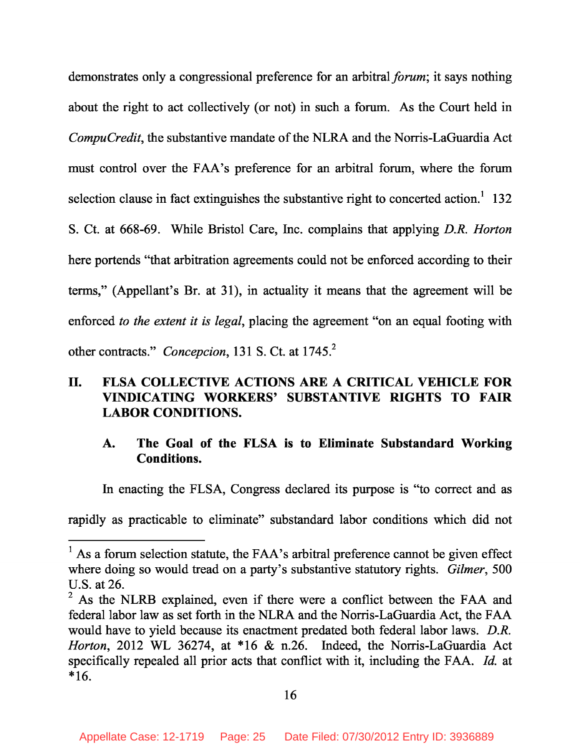demonstrates only a congressional preference for an arbitral *forum*; it says nothing about the right to act collectively (or not) in such a forum. As the Court held in *CompuCredit*, the substantive mandate of the NLRA and the Norris-LaGuardia Act must control over the FAA's preference for an arbitral forum, where the forum selection clause in fact extinguishes the substantive right to concerted action.[1] 132 S. Ct. at 668-69. While Bristol Care, Inc. complains that applying *D.R. Horton* here portends "that arbitration agreements could not be enforced according to their terms," (Appellant's Br. at 31), in actuality it means that the agreement will be enforced *to the extent it is legal*, placing the agreement "on an equal footing with other contracts." *Concepcion*, 131 S. Ct. at 1745.[2]

## II. FLSA COLLECTIVE ACTIONS ARE A CRITICAL VEHICLE FOR VINDICATING WORKERS' SUBSTANTIVE RIGHTS TO FAIR LABOR CONDITIONS.

### A. The Goal of the FLSA is to Eliminate Substandard Working Conditions.

In enacting the FLSA, Congress declared its purpose is "to correct and as rapidly as practicable to eliminate" substandard labor conditions which did not

---

[1] As a forum selection statute, the FAA's arbitral preference cannot be given effect where doing so would tread on a party's substantive statutory rights. *Gilmer*, 500 U.S. at 26.

[2] As the NLRB explained, even if there were a conflict between the FAA and federal labor law as set forth in the NLRA and the Norris-LaGuardia Act, the FAA would have to yield because its enactment predated both federal labor laws. *D.R. Horton*, 2012 WL 36274, at *16 & n.26. Indeed, the Norris-LaGuardia Act specifically repealed all prior acts that conflict with it, including the FAA. *Id.* at *16.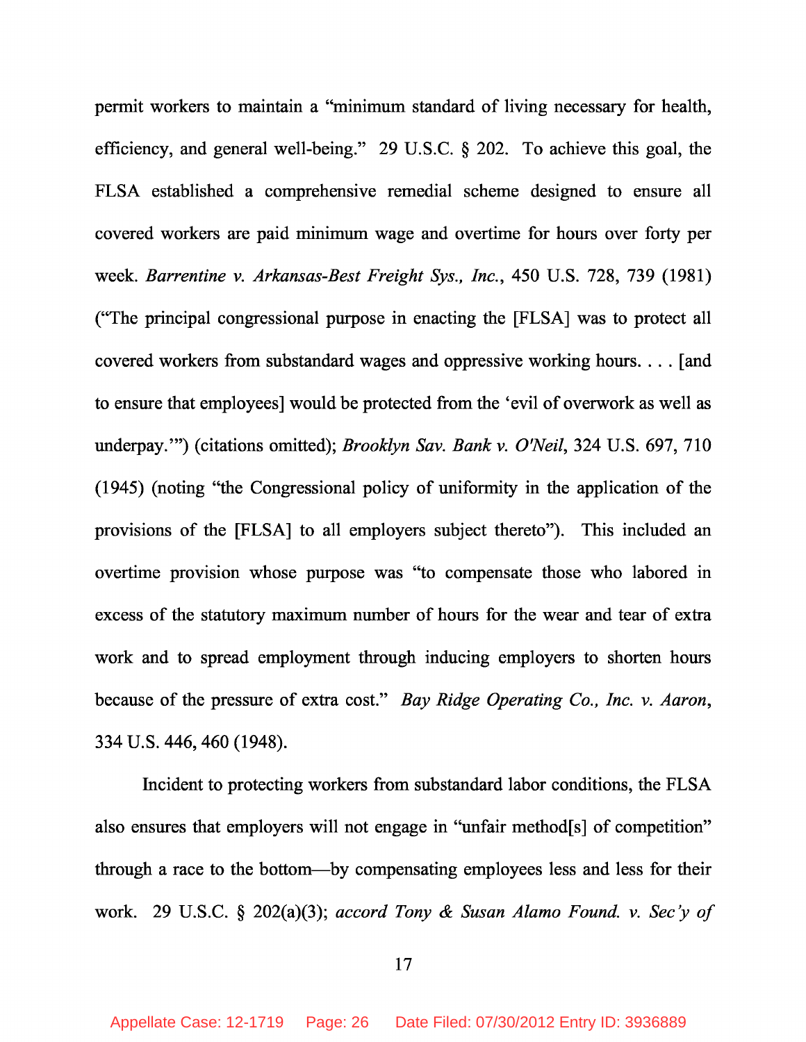permit workers to maintain a "minimum standard of living necessary for health, efficiency, and general well-being." 29 U.S.C. § 202. To achieve this goal, the FLSA established a comprehensive remedial scheme designed to ensure all covered workers are paid minimum wage and overtime for hours over forty per week. *Barrentine v. Arkansas-Best Freight Sys., Inc.*, 450 U.S. 728, 739 (1981) ("The principal congressional purpose in enacting the [FLSA] was to protect all covered workers from substandard wages and oppressive working hours. . . . [and to ensure that employees] would be protected from the 'evil of overwork as well as underpay.'") (citations omitted); *Brooklyn Sav. Bank v. O'Neil*, 324 U.S. 697, 710 (1945) (noting "the Congressional policy of uniformity in the application of the provisions of the [FLSA] to all employers subject thereto"). This included an overtime provision whose purpose was "to compensate those who labored in excess of the statutory maximum number of hours for the wear and tear of extra work and to spread employment through inducing employers to shorten hours because of the pressure of extra cost." *Bay Ridge Operating Co., Inc. v. Aaron*, 334 U.S. 446, 460 (1948).

Incident to protecting workers from substandard labor conditions, the FLSA also ensures that employers will not engage in "unfair method[s] of competition" through a race to the bottom—by compensating employees less and less for their work. 29 U.S.C. § 202(a)(3); *accord Tony & Susan Alamo Found. v. Sec'y of*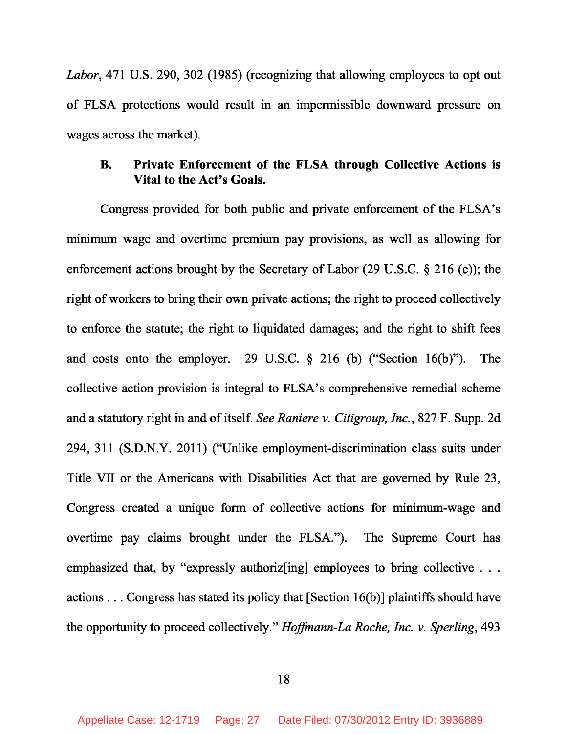*Labor*, 471 U.S. 290, 302 (1985) (recognizing that allowing employees to opt out of FLSA protections would result in an impermissible downward pressure on wages across the market).

### B. Private Enforcement of the FLSA through Collective Actions is Vital to the Act's Goals.

Congress provided for both public and private enforcement of the FLSA's minimum wage and overtime premium pay provisions, as well as allowing for enforcement actions brought by the Secretary of Labor (29 U.S.C. § 216 (c)); the right of workers to bring their own private actions; the right to proceed collectively to enforce the statute; the right to liquidated damages; and the right to shift fees and costs onto the employer. 29 U.S.C. § 216 (b) ("Section 16(b)"). The collective action provision is integral to FLSA's comprehensive remedial scheme and a statutory right in and of itself. *See Raniere v. Citigroup, Inc.*, 827 F. Supp. 2d 294, 311 (S.D.N.Y. 2011) ("Unlike employment-discrimination class suits under Title VII or the Americans with Disabilities Act that are governed by Rule 23, Congress created a unique form of collective actions for minimum-wage and overtime pay claims brought under the FLSA."). The Supreme Court has emphasized that, by "expressly authoriz[ing] employees to bring collective . . . actions . . . Congress has stated its policy that [Section 16(b)] plaintiffs should have the opportunity to proceed collectively." *Hoffmann-La Roche, Inc. v. Sperling*, 493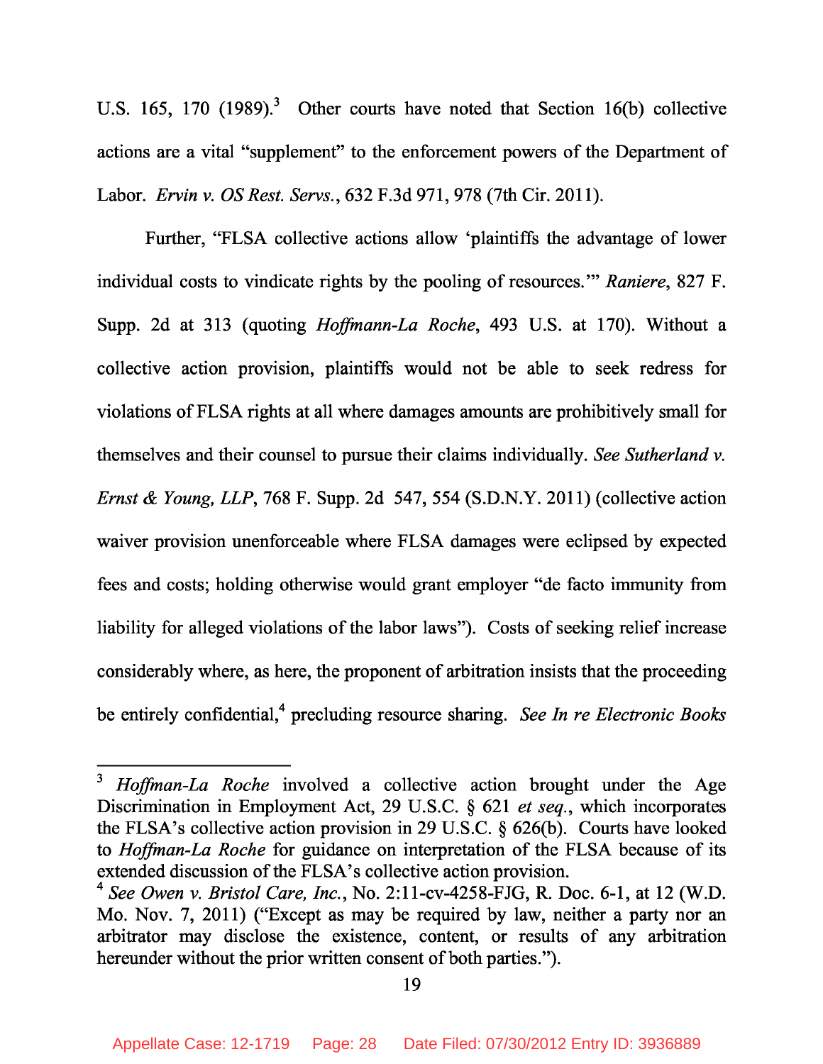U.S. 165, 170 (1989).[3] Other courts have noted that Section 16(b) collective actions are a vital "supplement" to the enforcement powers of the Department of Labor. *Ervin v. OS Rest. Servs.*, 632 F.3d 971, 978 (7th Cir. 2011).

Further, "FLSA collective actions allow 'plaintiffs the advantage of lower individual costs to vindicate rights by the pooling of resources.'" *Raniere*, 827 F. Supp. 2d at 313 (quoting *Hoffmann-La Roche*, 493 U.S. at 170). Without a collective action provision, plaintiffs would not be able to seek redress for violations of FLSA rights at all where damages amounts are prohibitively small for themselves and their counsel to pursue their claims individually. *See Sutherland v. Ernst & Young, LLP*, 768 F. Supp. 2d 547, 554 (S.D.N.Y. 2011) (collective action waiver provision unenforceable where FLSA damages were eclipsed by expected fees and costs; holding otherwise would grant employer "de facto immunity from liability for alleged violations of the labor laws"). Costs of seeking relief increase considerably where, as here, the proponent of arbitration insists that the proceeding be entirely confidential,[4] precluding resource sharing. *See In re Electronic Books*

---

[3] *Hoffman-La Roche* involved a collective action brought under the Age Discrimination in Employment Act, 29 U.S.C. § 621 *et seq.*, which incorporates the FLSA's collective action provision in 29 U.S.C. § 626(b). Courts have looked to *Hoffman-La Roche* for guidance on interpretation of the FLSA because of its extended discussion of the FLSA's collective action provision.

[4] *See Owen v. Bristol Care, Inc.*, No. 2:11-cv-4258-FJG, R. Doc. 6-1, at 12 (W.D. Mo. Nov. 7, 2011) ("Except as may be required by law, neither a party nor an arbitrator may disclose the existence, content, or results of any arbitration hereunder without the prior written consent of both parties.").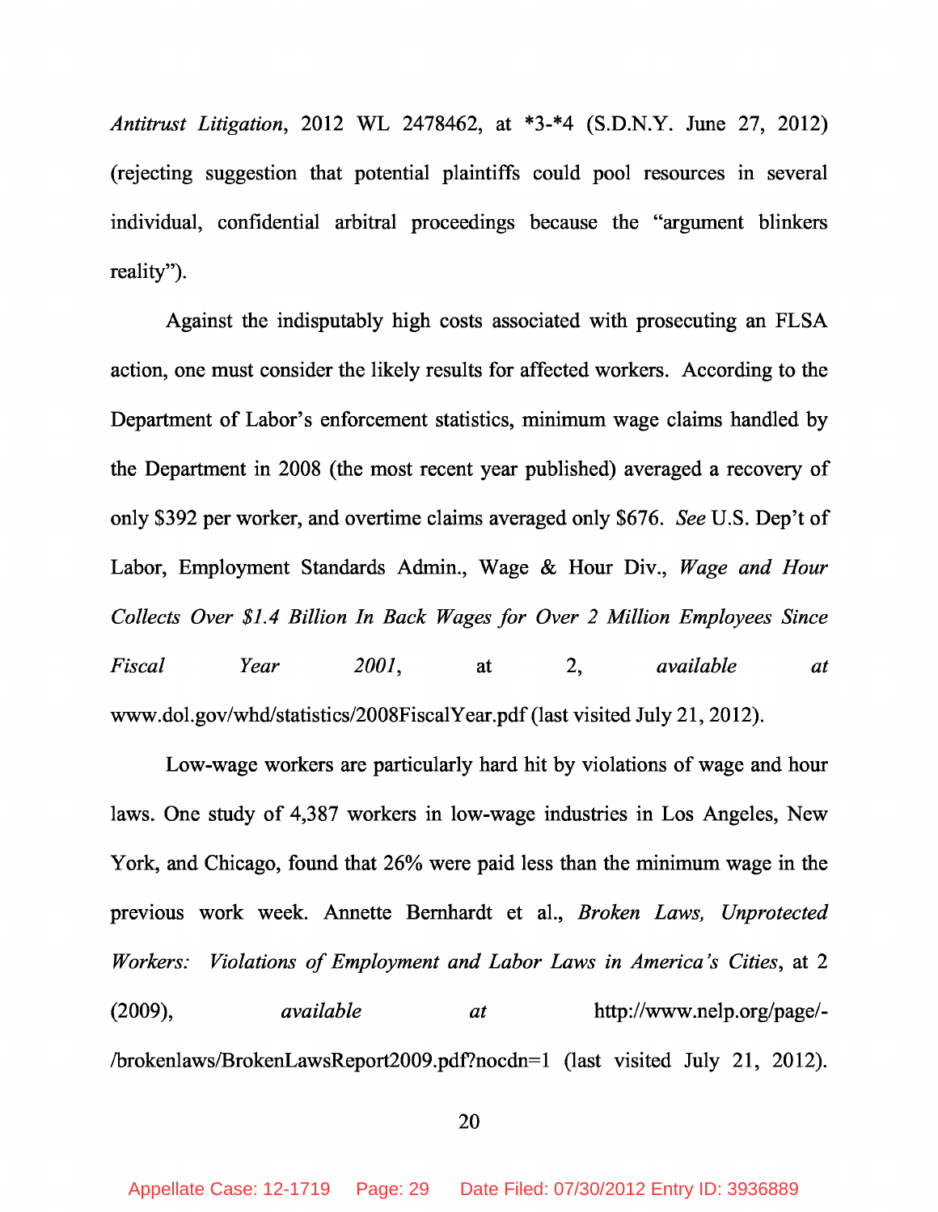*Antitrust Litigation*, 2012 WL 2478462, at *3-*4 (S.D.N.Y. June 27, 2012) (rejecting suggestion that potential plaintiffs could pool resources in several individual, confidential arbitral proceedings because the "argument blinkers reality").

Against the indisputably high costs associated with prosecuting an FLSA action, one must consider the likely results for affected workers. According to the Department of Labor's enforcement statistics, minimum wage claims handled by the Department in 2008 (the most recent year published) averaged a recovery of only $392 per worker, and overtime claims averaged only $676. *See* U.S. Dep't of Labor, Employment Standards Admin., Wage & Hour Div., *Wage and Hour Collects Over $1.4 Billion In Back Wages for Over 2 Million Employees Since Fiscal Year 2001*, at 2, *available at* www.dol.gov/whd/statistics/2008FiscalYear.pdf (last visited July 21, 2012).

Low-wage workers are particularly hard hit by violations of wage and hour laws. One study of 4,387 workers in low-wage industries in Los Angeles, New York, and Chicago, found that 26% were paid less than the minimum wage in the previous work week. Annette Bernhardt et al., *Broken Laws, Unprotected Workers: Violations of Employment and Labor Laws in America's Cities*, at 2 (2009), *available at* http://www.nelp.org/page/-/brokenlaws/BrokenLawsReport2009.pdf?nocdn=1 (last visited July 21, 2012).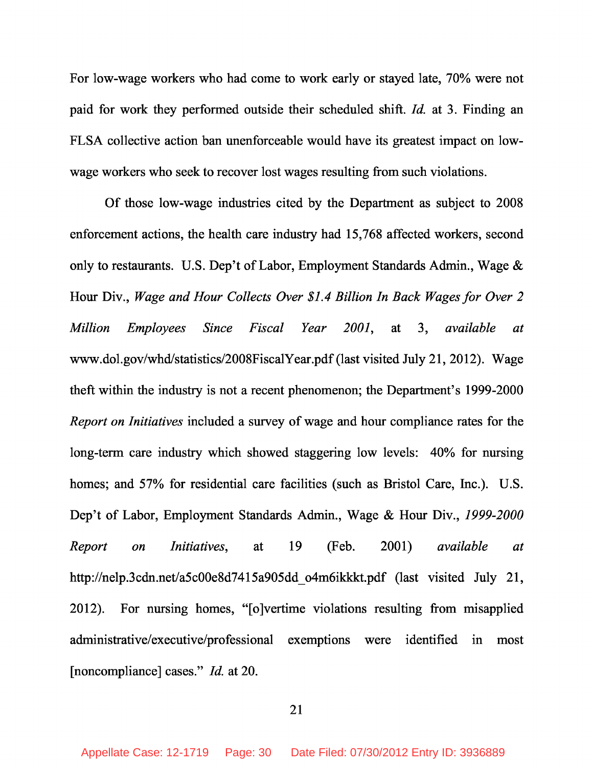For low-wage workers who had come to work early or stayed late, 70% were not paid for work they performed outside their scheduled shift. *Id.* at 3. Finding an FLSA collective action ban unenforceable would have its greatest impact on low-wage workers who seek to recover lost wages resulting from such violations.

Of those low-wage industries cited by the Department as subject to 2008 enforcement actions, the health care industry had 15,768 affected workers, second only to restaurants. U.S. Dep't of Labor, Employment Standards Admin., Wage & Hour Div., *Wage and Hour Collects Over $1.4 Billion In Back Wages for Over 2 Million Employees Since Fiscal Year 2001*, at 3, *available at* www.dol.gov/whd/statistics/2008FiscalYear.pdf (last visited July 21, 2012). Wage theft within the industry is not a recent phenomenon; the Department's 1999-2000 *Report on Initiatives* included a survey of wage and hour compliance rates for the long-term care industry which showed staggering low levels: 40% for nursing homes; and 57% for residential care facilities (such as Bristol Care, Inc.). U.S. Dep't of Labor, Employment Standards Admin., Wage & Hour Div., *1999-2000 Report on Initiatives*, at 19 (Feb. 2001) *available at* http://nelp.3cdn.net/a5c00e8d7415a905dd_o4m6ikkkt.pdf (last visited July 21, 2012). For nursing homes, "[o]vertime violations resulting from misapplied administrative/executive/professional exemptions were identified in most [noncompliance] cases." *Id.* at 20.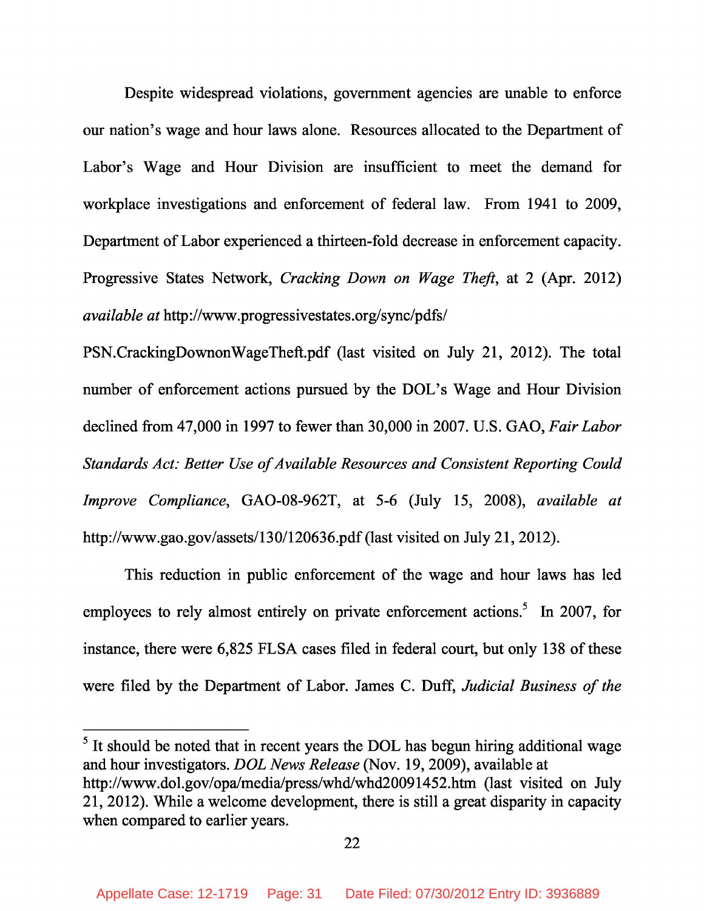Despite widespread violations, government agencies are unable to enforce our nation's wage and hour laws alone. Resources allocated to the Department of Labor's Wage and Hour Division are insufficient to meet the demand for workplace investigations and enforcement of federal law. From 1941 to 2009, Department of Labor experienced a thirteen-fold decrease in enforcement capacity. Progressive States Network, *Cracking Down on Wage Theft*, at 2 (Apr. 2012) *available at* http://www.progressivestates.org/sync/pdfs/PSN.CrackingDownonWageTheft.pdf (last visited on July 21, 2012). The total number of enforcement actions pursued by the DOL's Wage and Hour Division declined from 47,000 in 1997 to fewer than 30,000 in 2007. U.S. GAO, *Fair Labor Standards Act: Better Use of Available Resources and Consistent Reporting Could Improve Compliance*, GAO-08-962T, at 5-6 (July 15, 2008), *available at* http://www.gao.gov/assets/130/120636.pdf (last visited on July 21, 2012).

This reduction in public enforcement of the wage and hour laws has led employees to rely almost entirely on private enforcement actions.[5] In 2007, for instance, there were 6,825 FLSA cases filed in federal court, but only 138 of these were filed by the Department of Labor. James C. Duff, *Judicial Business of the*

[5] It should be noted that in recent years the DOL has begun hiring additional wage and hour investigators. *DOL News Release* (Nov. 19, 2009), available at http://www.dol.gov/opa/media/press/whd/whd20091452.htm (last visited on July 21, 2012). While a welcome development, there is still a great disparity in capacity when compared to earlier years.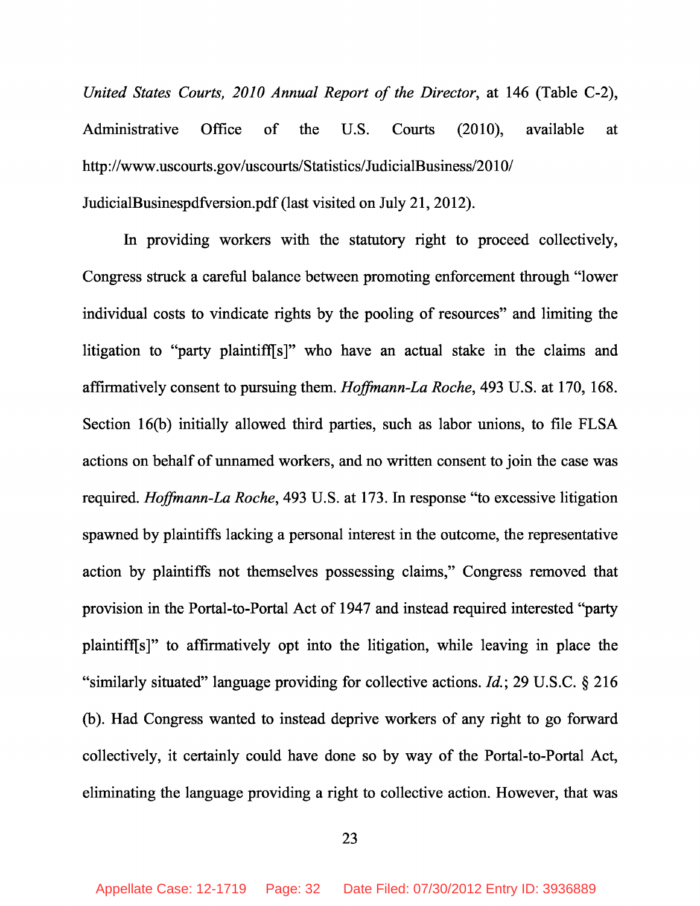*United States Courts, 2010 Annual Report of the Director*, at 146 (Table C-2), Administrative Office of the U.S. Courts (2010), available at http://www.uscourts.gov/uscourts/Statistics/JudicialBusiness/2010/JudicialBusinespdfversion.pdf (last visited on July 21, 2012).

In providing workers with the statutory right to proceed collectively, Congress struck a careful balance between promoting enforcement through "lower individual costs to vindicate rights by the pooling of resources" and limiting the litigation to "party plaintiff[s]" who have an actual stake in the claims and affirmatively consent to pursuing them. *Hoffmann-La Roche*, 493 U.S. at 170, 168. Section 16(b) initially allowed third parties, such as labor unions, to file FLSA actions on behalf of unnamed workers, and no written consent to join the case was required. *Hoffmann-La Roche*, 493 U.S. at 173. In response "to excessive litigation spawned by plaintiffs lacking a personal interest in the outcome, the representative action by plaintiffs not themselves possessing claims," Congress removed that provision in the Portal-to-Portal Act of 1947 and instead required interested "party plaintiff[s]" to affirmatively opt into the litigation, while leaving in place the "similarly situated" language providing for collective actions. *Id.*; 29 U.S.C. § 216 (b). Had Congress wanted to instead deprive workers of any right to go forward collectively, it certainly could have done so by way of the Portal-to-Portal Act, eliminating the language providing a right to collective action. However, that was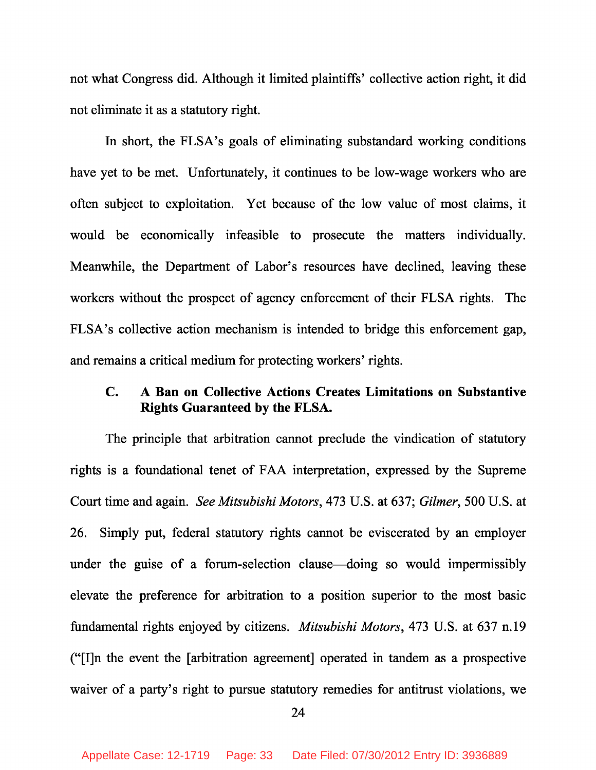not what Congress did. Although it limited plaintiffs' collective action right, it did not eliminate it as a statutory right.

In short, the FLSA's goals of eliminating substandard working conditions have yet to be met. Unfortunately, it continues to be low-wage workers who are often subject to exploitation. Yet because of the low value of most claims, it would be economically infeasible to prosecute the matters individually. Meanwhile, the Department of Labor's resources have declined, leaving these workers without the prospect of agency enforcement of their FLSA rights. The FLSA's collective action mechanism is intended to bridge this enforcement gap, and remains a critical medium for protecting workers' rights.

### C. A Ban on Collective Actions Creates Limitations on Substantive Rights Guaranteed by the FLSA.

The principle that arbitration cannot preclude the vindication of statutory rights is a foundational tenet of FAA interpretation, expressed by the Supreme Court time and again. *See Mitsubishi Motors*, 473 U.S. at 637; *Gilmer*, 500 U.S. at 26. Simply put, federal statutory rights cannot be eviscerated by an employer under the guise of a forum-selection clause—doing so would impermissibly elevate the preference for arbitration to a position superior to the most basic fundamental rights enjoyed by citizens. *Mitsubishi Motors*, 473 U.S. at 637 n.19 ("[I]n the event the [arbitration agreement] operated in tandem as a prospective waiver of a party's right to pursue statutory remedies for antitrust violations, we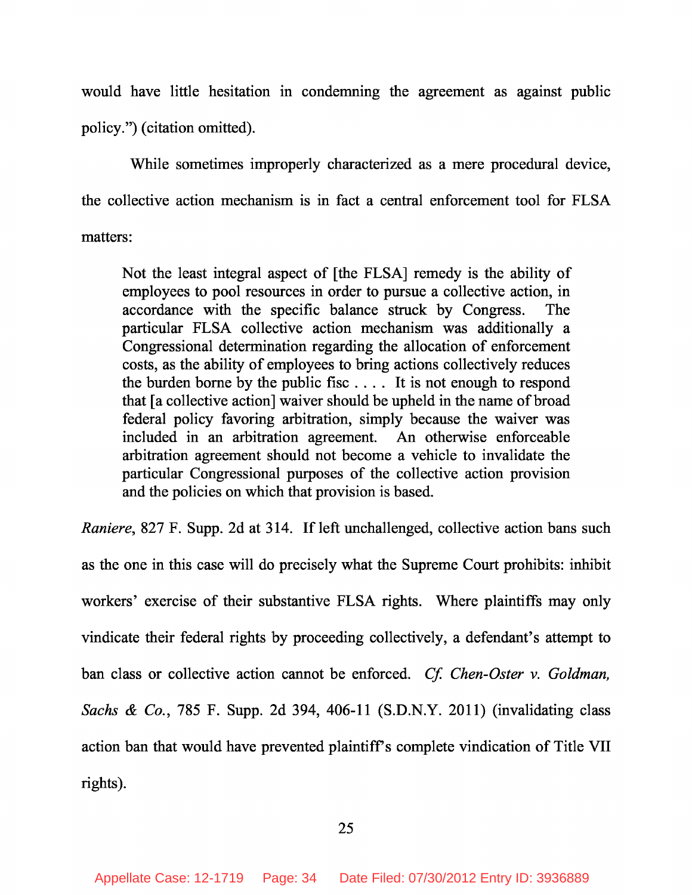would have little hesitation in condemning the agreement as against public policy.") (citation omitted).

While sometimes improperly characterized as a mere procedural device, the collective action mechanism is in fact a central enforcement tool for FLSA matters:

> Not the least integral aspect of [the FLSA] remedy is the ability of employees to pool resources in order to pursue a collective action, in accordance with the specific balance struck by Congress. The particular FLSA collective action mechanism was additionally a Congressional determination regarding the allocation of enforcement costs, as the ability of employees to bring actions collectively reduces the burden borne by the public fisc . . . . It is not enough to respond that [a collective action] waiver should be upheld in the name of broad federal policy favoring arbitration, simply because the waiver was included in an arbitration agreement. An otherwise enforceable arbitration agreement should not become a vehicle to invalidate the particular Congressional purposes of the collective action provision and the policies on which that provision is based.

*Raniere*, 827 F. Supp. 2d at 314. If left unchallenged, collective action bans such as the one in this case will do precisely what the Supreme Court prohibits: inhibit workers' exercise of their substantive FLSA rights. Where plaintiffs may only vindicate their federal rights by proceeding collectively, a defendant's attempt to ban class or collective action cannot be enforced. *Cf. Chen-Oster v. Goldman, Sachs & Co.*, 785 F. Supp. 2d 394, 406-11 (S.D.N.Y. 2011) (invalidating class action ban that would have prevented plaintiff's complete vindication of Title VII rights).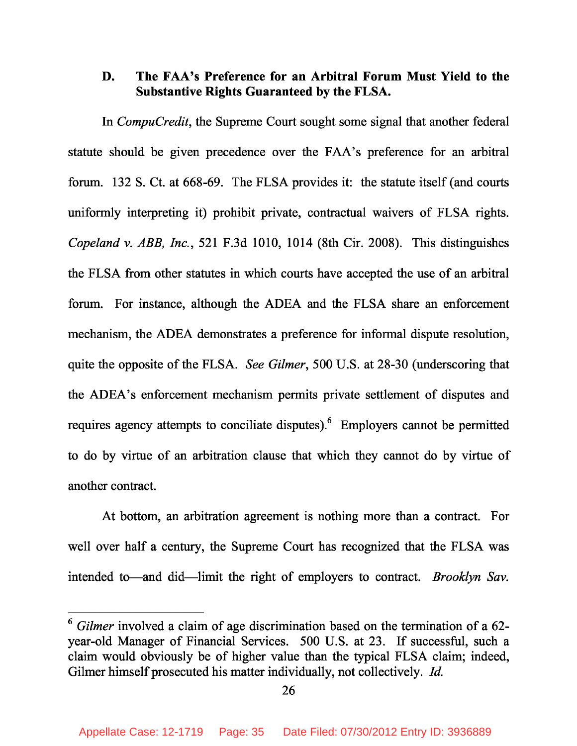### D. The FAA's Preference for an Arbitral Forum Must Yield to the Substantive Rights Guaranteed by the FLSA.

In *CompuCredit*, the Supreme Court sought some signal that another federal statute should be given precedence over the FAA's preference for an arbitral forum. 132 S. Ct. at 668-69. The FLSA provides it: the statute itself (and courts uniformly interpreting it) prohibit private, contractual waivers of FLSA rights. *Copeland v. ABB, Inc.*, 521 F.3d 1010, 1014 (8th Cir. 2008). This distinguishes the FLSA from other statutes in which courts have accepted the use of an arbitral forum. For instance, although the ADEA and the FLSA share an enforcement mechanism, the ADEA demonstrates a preference for informal dispute resolution, quite the opposite of the FLSA. *See Gilmer*, 500 U.S. at 28-30 (underscoring that the ADEA's enforcement mechanism permits private settlement of disputes and requires agency attempts to conciliate disputes).[6] Employers cannot be permitted to do by virtue of an arbitration clause that which they cannot do by virtue of another contract.

At bottom, an arbitration agreement is nothing more than a contract. For well over half a century, the Supreme Court has recognized that the FLSA was intended to—and did—limit the right of employers to contract. *Brooklyn Sav.*

---

[6] *Gilmer* involved a claim of age discrimination based on the termination of a 62-year-old Manager of Financial Services. 500 U.S. at 23. If successful, such a claim would obviously be of higher value than the typical FLSA claim; indeed, Gilmer himself prosecuted his matter individually, not collectively. *Id.*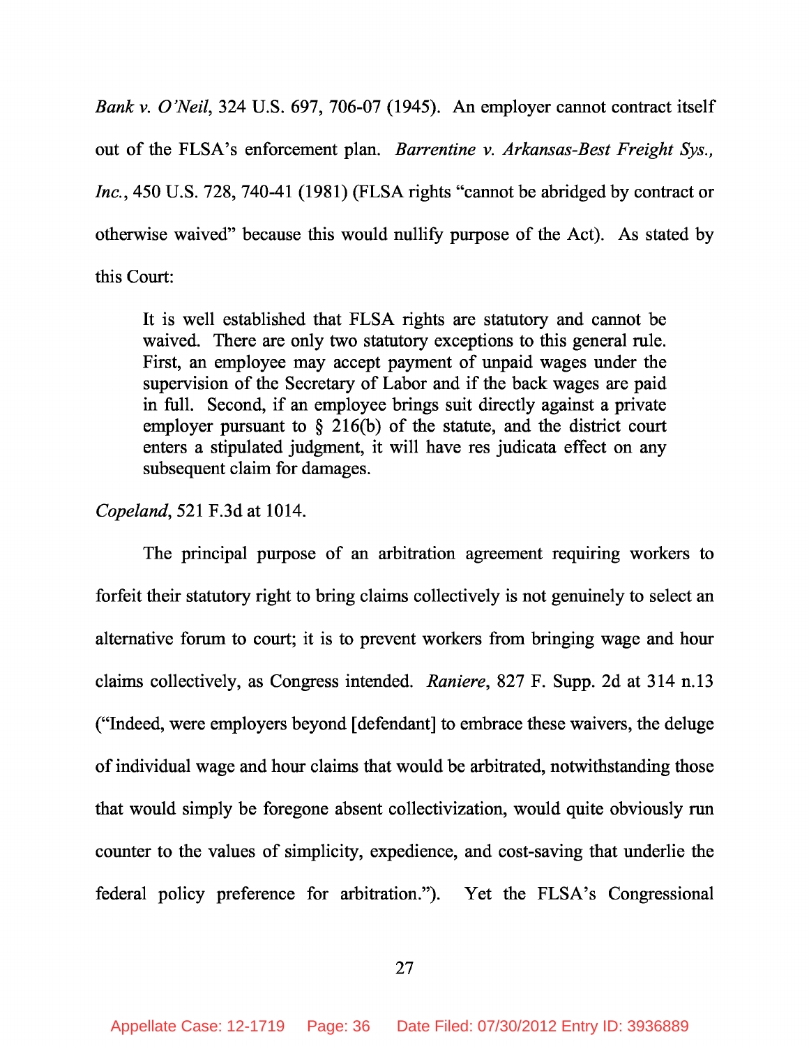*Bank v. O'Neil*, 324 U.S. 697, 706-07 (1945). An employer cannot contract itself out of the FLSA's enforcement plan. *Barrentine v. Arkansas-Best Freight Sys., Inc.*, 450 U.S. 728, 740-41 (1981) (FLSA rights "cannot be abridged by contract or otherwise waived" because this would nullify purpose of the Act). As stated by this Court:

> It is well established that FLSA rights are statutory and cannot be waived. There are only two statutory exceptions to this general rule. First, an employee may accept payment of unpaid wages under the supervision of the Secretary of Labor and if the back wages are paid in full. Second, if an employee brings suit directly against a private employer pursuant to § 216(b) of the statute, and the district court enters a stipulated judgment, it will have res judicata effect on any subsequent claim for damages.

*Copeland*, 521 F.3d at 1014.

The principal purpose of an arbitration agreement requiring workers to forfeit their statutory right to bring claims collectively is not genuinely to select an alternative forum to court; it is to prevent workers from bringing wage and hour claims collectively, as Congress intended. *Raniere*, 827 F. Supp. 2d at 314 n.13 ("Indeed, were employers beyond [defendant] to embrace these waivers, the deluge of individual wage and hour claims that would be arbitrated, notwithstanding those that would simply be foregone absent collectivization, would quite obviously run counter to the values of simplicity, expedience, and cost-saving that underlie the federal policy preference for arbitration."). Yet the FLSA's Congressional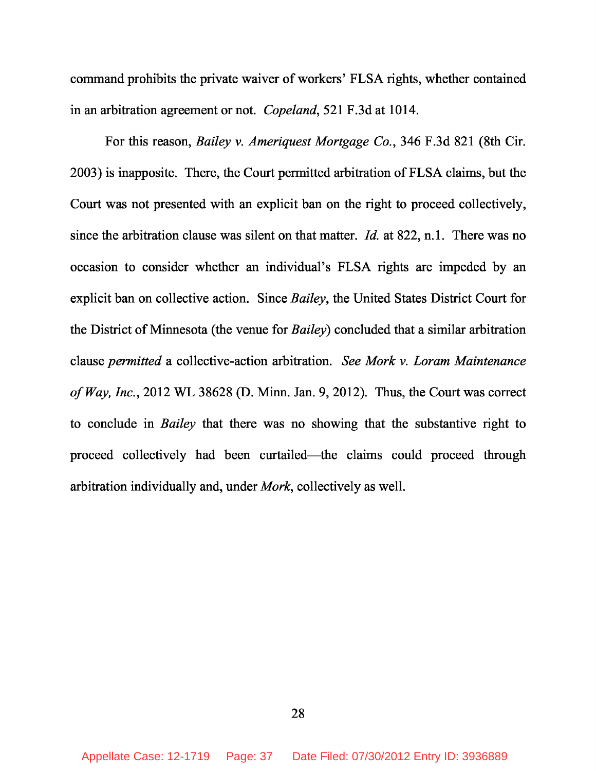command prohibits the private waiver of workers' FLSA rights, whether contained in an arbitration agreement or not. *Copeland*, 521 F.3d at 1014.

For this reason, *Bailey v. Ameriquest Mortgage Co.*, 346 F.3d 821 (8th Cir. 2003) is inapposite. There, the Court permitted arbitration of FLSA claims, but the Court was not presented with an explicit ban on the right to proceed collectively, since the arbitration clause was silent on that matter. *Id.* at 822, n.1. There was no occasion to consider whether an individual's FLSA rights are impeded by an explicit ban on collective action. Since *Bailey*, the United States District Court for the District of Minnesota (the venue for *Bailey*) concluded that a similar arbitration clause *permitted* a collective-action arbitration. *See Mork v. Loram Maintenance of Way, Inc.*, 2012 WL 38628 (D. Minn. Jan. 9, 2012). Thus, the Court was correct to conclude in *Bailey* that there was no showing that the substantive right to proceed collectively had been curtailed—the claims could proceed through arbitration individually and, under *Mork*, collectively as well.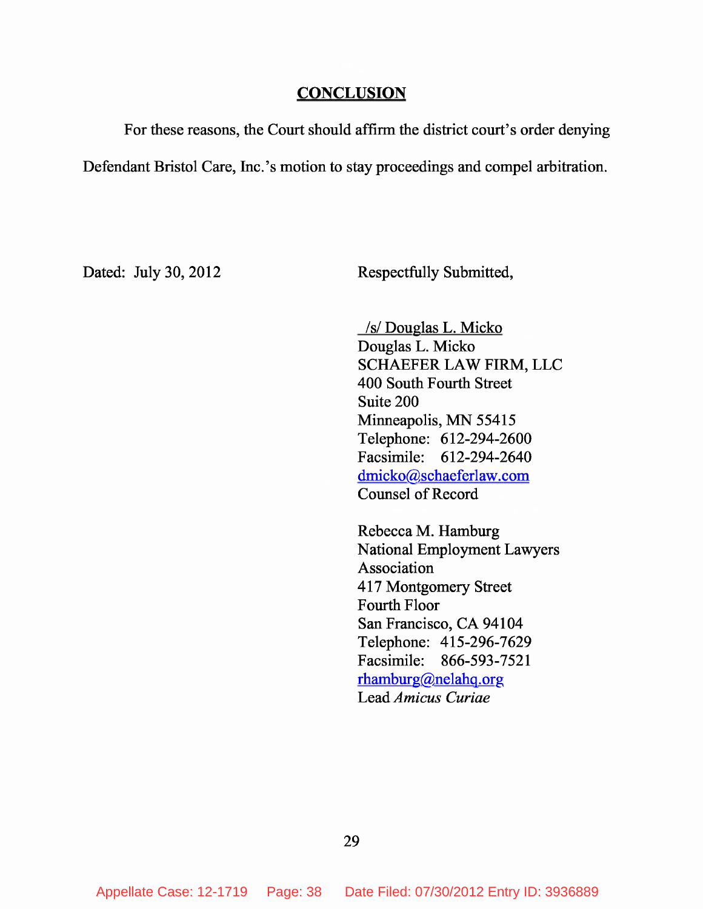## CONCLUSION

For these reasons, the Court should affirm the district court's order denying Defendant Bristol Care, Inc.'s motion to stay proceedings and compel arbitration.

Dated: July 30, 2012

Respectfully Submitted,

/s/ Douglas L. Micko
Douglas L. Micko
SCHAEFER LAW FIRM, LLC
400 South Fourth Street
Suite 200
Minneapolis, MN 55415
Telephone: 612-294-2600
Facsimile: 612-294-2640
dmicko@schaeferlaw.com
Counsel of Record

Rebecca M. Hamburg
National Employment Lawyers Association
417 Montgomery Street
Fourth Floor
San Francisco, CA 94104
Telephone: 415-296-7629
Facsimile: 866-593-7521
rhamburg@nelahq.org
Lead *Amicus Curiae*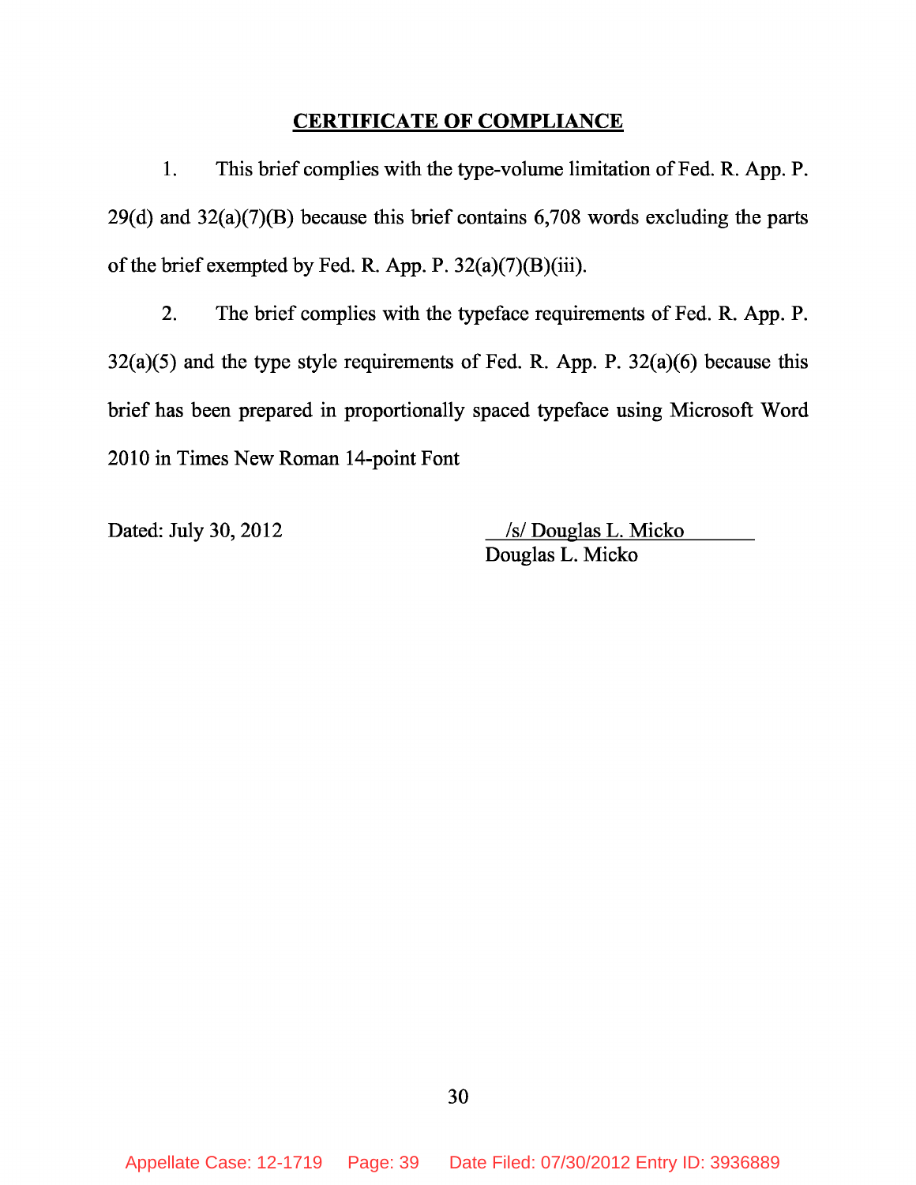## CERTIFICATE OF COMPLIANCE

1. This brief complies with the type-volume limitation of Fed. R. App. P. 29(d) and 32(a)(7)(B) because this brief contains 6,708 words excluding the parts of the brief exempted by Fed. R. App. P. 32(a)(7)(B)(iii).

2. The brief complies with the typeface requirements of Fed. R. App. P. 32(a)(5) and the type style requirements of Fed. R. App. P. 32(a)(6) because this brief has been prepared in proportionally spaced typeface using Microsoft Word 2010 in Times New Roman 14-point Font

Dated: July 30, 2012

/s/ Douglas L. Micko
Douglas L. Micko